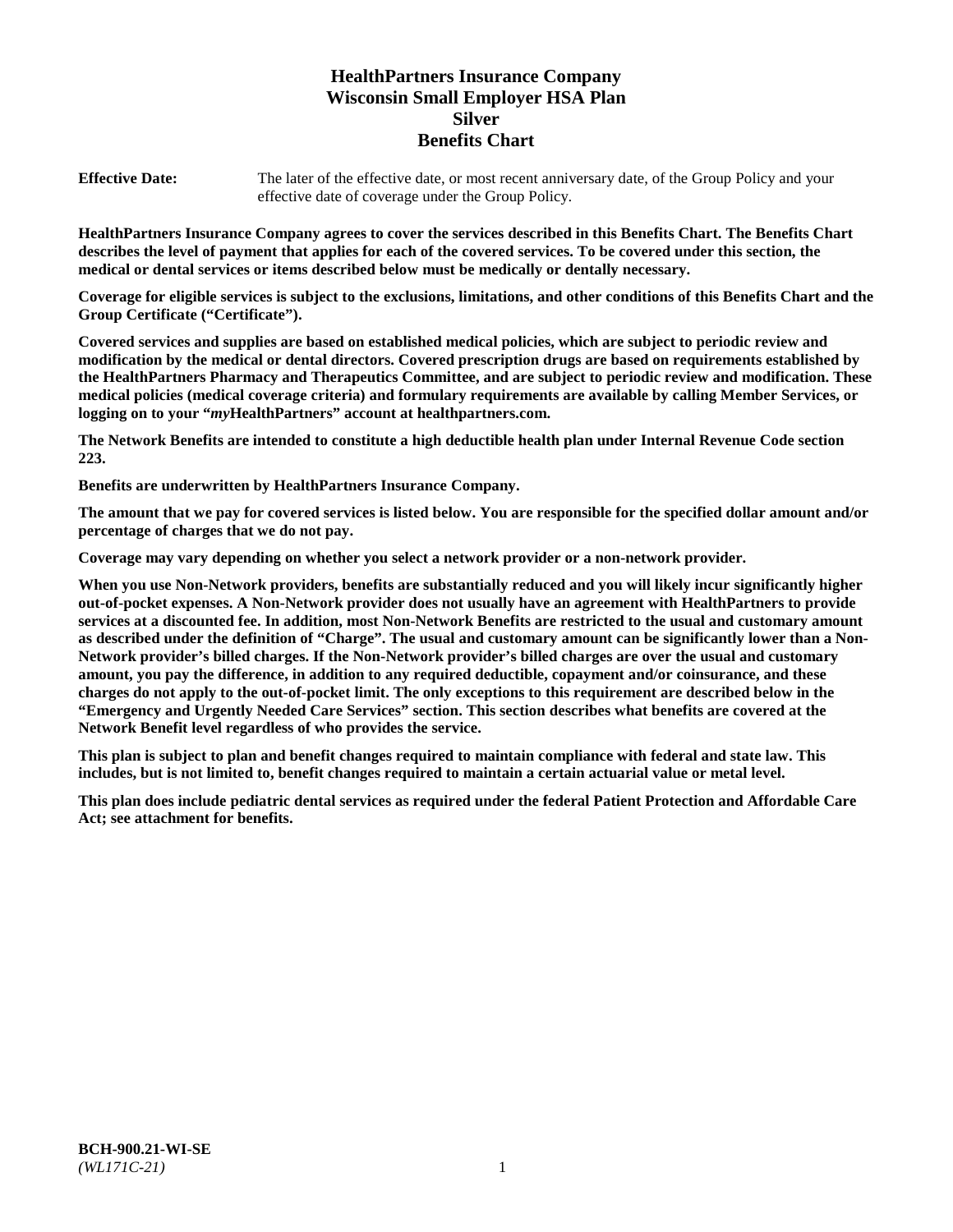# HealthPartners Insurance Company
# Wisconsin Small Employer HSA Plan
# Silver
# Benefits Chart

**Effective Date:** The later of the effective date, or most recent anniversary date, of the Group Policy and your effective date of coverage under the Group Policy.

**HealthPartners Insurance Company agrees to cover the services described in this Benefits Chart. The Benefits Chart describes the level of payment that applies for each of the covered services. To be covered under this section, the medical or dental services or items described below must be medically or dentally necessary.**

**Coverage for eligible services is subject to the exclusions, limitations, and other conditions of this Benefits Chart and the Group Certificate ("Certificate").**

**Covered services and supplies are based on established medical policies, which are subject to periodic review and modification by the medical or dental directors. Covered prescription drugs are based on requirements established by the HealthPartners Pharmacy and Therapeutics Committee, and are subject to periodic review and modification. These medical policies (medical coverage criteria) and formulary requirements are available by calling Member Services, or logging on to your "*my*HealthPartners" account at healthpartners.com.**

**The Network Benefits are intended to constitute a high deductible health plan under Internal Revenue Code section 223.**

**Benefits are underwritten by HealthPartners Insurance Company.**

**The amount that we pay for covered services is listed below. You are responsible for the specified dollar amount and/or percentage of charges that we do not pay.**

**Coverage may vary depending on whether you select a network provider or a non-network provider.**

**When you use Non-Network providers, benefits are substantially reduced and you will likely incur significantly higher out-of-pocket expenses. A Non-Network provider does not usually have an agreement with HealthPartners to provide services at a discounted fee. In addition, most Non-Network Benefits are restricted to the usual and customary amount as described under the definition of "Charge". The usual and customary amount can be significantly lower than a Non-Network provider's billed charges. If the Non-Network provider's billed charges are over the usual and customary amount, you pay the difference, in addition to any required deductible, copayment and/or coinsurance, and these charges do not apply to the out-of-pocket limit. The only exceptions to this requirement are described below in the "Emergency and Urgently Needed Care Services" section. This section describes what benefits are covered at the Network Benefit level regardless of who provides the service.**

**This plan is subject to plan and benefit changes required to maintain compliance with federal and state law. This includes, but is not limited to, benefit changes required to maintain a certain actuarial value or metal level.**

**This plan does include pediatric dental services as required under the federal Patient Protection and Affordable Care Act; see attachment for benefits.**

**BCH-900.21-WI-SE**
*(WL171C-21)*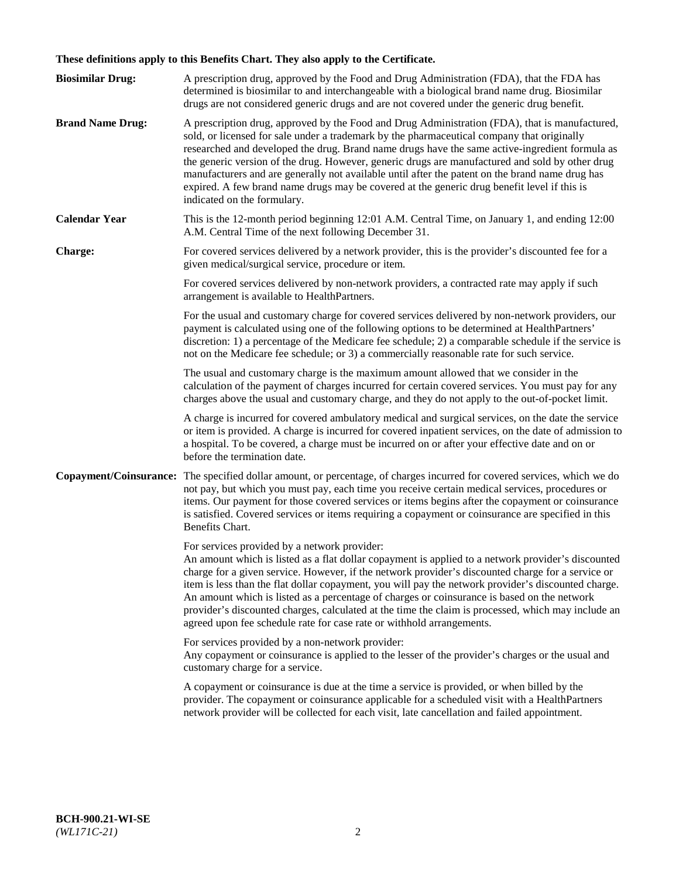**These definitions apply to this Benefits Chart. They also apply to the Certificate.**

**Biosimilar Drug:** A prescription drug, approved by the Food and Drug Administration (FDA), that the FDA has determined is biosimilar to and interchangeable with a biological brand name drug. Biosimilar drugs are not considered generic drugs and are not covered under the generic drug benefit.

**Brand Name Drug:** A prescription drug, approved by the Food and Drug Administration (FDA), that is manufactured, sold, or licensed for sale under a trademark by the pharmaceutical company that originally researched and developed the drug. Brand name drugs have the same active-ingredient formula as the generic version of the drug. However, generic drugs are manufactured and sold by other drug manufacturers and are generally not available until after the patent on the brand name drug has expired. A few brand name drugs may be covered at the generic drug benefit level if this is indicated on the formulary.

**Calendar Year** This is the 12-month period beginning 12:01 A.M. Central Time, on January 1, and ending 12:00 A.M. Central Time of the next following December 31.

**Charge:** For covered services delivered by a network provider, this is the provider's discounted fee for a given medical/surgical service, procedure or item.

For covered services delivered by non-network providers, a contracted rate may apply if such arrangement is available to HealthPartners.

For the usual and customary charge for covered services delivered by non-network providers, our payment is calculated using one of the following options to be determined at HealthPartners' discretion: 1) a percentage of the Medicare fee schedule; 2) a comparable schedule if the service is not on the Medicare fee schedule; or 3) a commercially reasonable rate for such service.

The usual and customary charge is the maximum amount allowed that we consider in the calculation of the payment of charges incurred for certain covered services. You must pay for any charges above the usual and customary charge, and they do not apply to the out-of-pocket limit.

A charge is incurred for covered ambulatory medical and surgical services, on the date the service or item is provided. A charge is incurred for covered inpatient services, on the date of admission to a hospital. To be covered, a charge must be incurred on or after your effective date and on or before the termination date.

**Copayment/Coinsurance:** The specified dollar amount, or percentage, of charges incurred for covered services, which we do not pay, but which you must pay, each time you receive certain medical services, procedures or items. Our payment for those covered services or items begins after the copayment or coinsurance is satisfied. Covered services or items requiring a copayment or coinsurance are specified in this Benefits Chart.

For services provided by a network provider:
An amount which is listed as a flat dollar copayment is applied to a network provider's discounted charge for a given service. However, if the network provider's discounted charge for a service or item is less than the flat dollar copayment, you will pay the network provider's discounted charge. An amount which is listed as a percentage of charges or coinsurance is based on the network provider's discounted charges, calculated at the time the claim is processed, which may include an agreed upon fee schedule rate for case rate or withhold arrangements.

For services provided by a non-network provider:
Any copayment or coinsurance is applied to the lesser of the provider's charges or the usual and customary charge for a service.

A copayment or coinsurance is due at the time a service is provided, or when billed by the provider. The copayment or coinsurance applicable for a scheduled visit with a HealthPartners network provider will be collected for each visit, late cancellation and failed appointment.

**BCH-900.21-WI-SE**
*(WL171C-21)*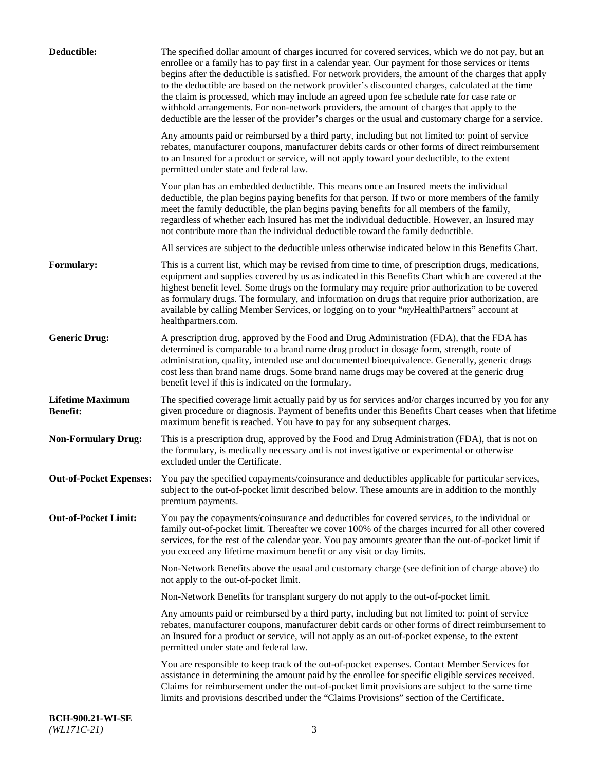**Deductible:** The specified dollar amount of charges incurred for covered services, which we do not pay, but an enrollee or a family has to pay first in a calendar year. Our payment for those services or items begins after the deductible is satisfied. For network providers, the amount of the charges that apply to the deductible are based on the network provider's discounted charges, calculated at the time the claim is processed, which may include an agreed upon fee schedule rate for case rate or withhold arrangements. For non-network providers, the amount of charges that apply to the deductible are the lesser of the provider's charges or the usual and customary charge for a service.

Any amounts paid or reimbursed by a third party, including but not limited to: point of service rebates, manufacturer coupons, manufacturer debits cards or other forms of direct reimbursement to an Insured for a product or service, will not apply toward your deductible, to the extent permitted under state and federal law.

Your plan has an embedded deductible. This means once an Insured meets the individual deductible, the plan begins paying benefits for that person. If two or more members of the family meet the family deductible, the plan begins paying benefits for all members of the family, regardless of whether each Insured has met the individual deductible. However, an Insured may not contribute more than the individual deductible toward the family deductible.

All services are subject to the deductible unless otherwise indicated below in this Benefits Chart.

**Formulary:** This is a current list, which may be revised from time to time, of prescription drugs, medications, equipment and supplies covered by us as indicated in this Benefits Chart which are covered at the highest benefit level. Some drugs on the formulary may require prior authorization to be covered as formulary drugs. The formulary, and information on drugs that require prior authorization, are available by calling Member Services, or logging on to your "*my*HealthPartners" account at healthpartners.com.

**Generic Drug:** A prescription drug, approved by the Food and Drug Administration (FDA), that the FDA has determined is comparable to a brand name drug product in dosage form, strength, route of administration, quality, intended use and documented bioequivalence. Generally, generic drugs cost less than brand name drugs. Some brand name drugs may be covered at the generic drug benefit level if this is indicated on the formulary.

**Lifetime Maximum Benefit:** The specified coverage limit actually paid by us for services and/or charges incurred by you for any given procedure or diagnosis. Payment of benefits under this Benefits Chart ceases when that lifetime maximum benefit is reached. You have to pay for any subsequent charges.

**Non-Formulary Drug:** This is a prescription drug, approved by the Food and Drug Administration (FDA), that is not on the formulary, is medically necessary and is not investigative or experimental or otherwise excluded under the Certificate.

**Out-of-Pocket Expenses:** You pay the specified copayments/coinsurance and deductibles applicable for particular services, subject to the out-of-pocket limit described below. These amounts are in addition to the monthly premium payments.

**Out-of-Pocket Limit:** You pay the copayments/coinsurance and deductibles for covered services, to the individual or family out-of-pocket limit. Thereafter we cover 100% of the charges incurred for all other covered services, for the rest of the calendar year. You pay amounts greater than the out-of-pocket limit if you exceed any lifetime maximum benefit or any visit or day limits.

Non-Network Benefits above the usual and customary charge (see definition of charge above) do not apply to the out-of-pocket limit.

Non-Network Benefits for transplant surgery do not apply to the out-of-pocket limit.

Any amounts paid or reimbursed by a third party, including but not limited to: point of service rebates, manufacturer coupons, manufacturer debit cards or other forms of direct reimbursement to an Insured for a product or service, will not apply as an out-of-pocket expense, to the extent permitted under state and federal law.

You are responsible to keep track of the out-of-pocket expenses. Contact Member Services for assistance in determining the amount paid by the enrollee for specific eligible services received. Claims for reimbursement under the out-of-pocket limit provisions are subject to the same time limits and provisions described under the "Claims Provisions" section of the Certificate.

**BCH-900.21-WI-SE**
*(WL171C-21)*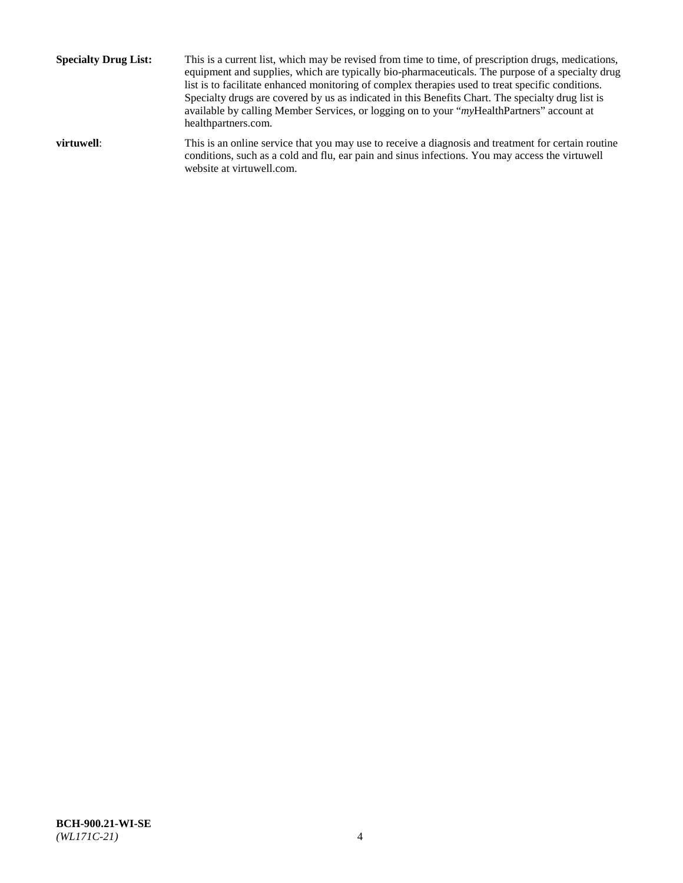**Specialty Drug List:** This is a current list, which may be revised from time to time, of prescription drugs, medications, equipment and supplies, which are typically bio-pharmaceuticals. The purpose of a specialty drug list is to facilitate enhanced monitoring of complex therapies used to treat specific conditions. Specialty drugs are covered by us as indicated in this Benefits Chart. The specialty drug list is available by calling Member Services, or logging on to your "*my*HealthPartners" account at healthpartners.com.

**virtuwell**: This is an online service that you may use to receive a diagnosis and treatment for certain routine conditions, such as a cold and flu, ear pain and sinus infections. You may access the virtuwell website at virtuwell.com.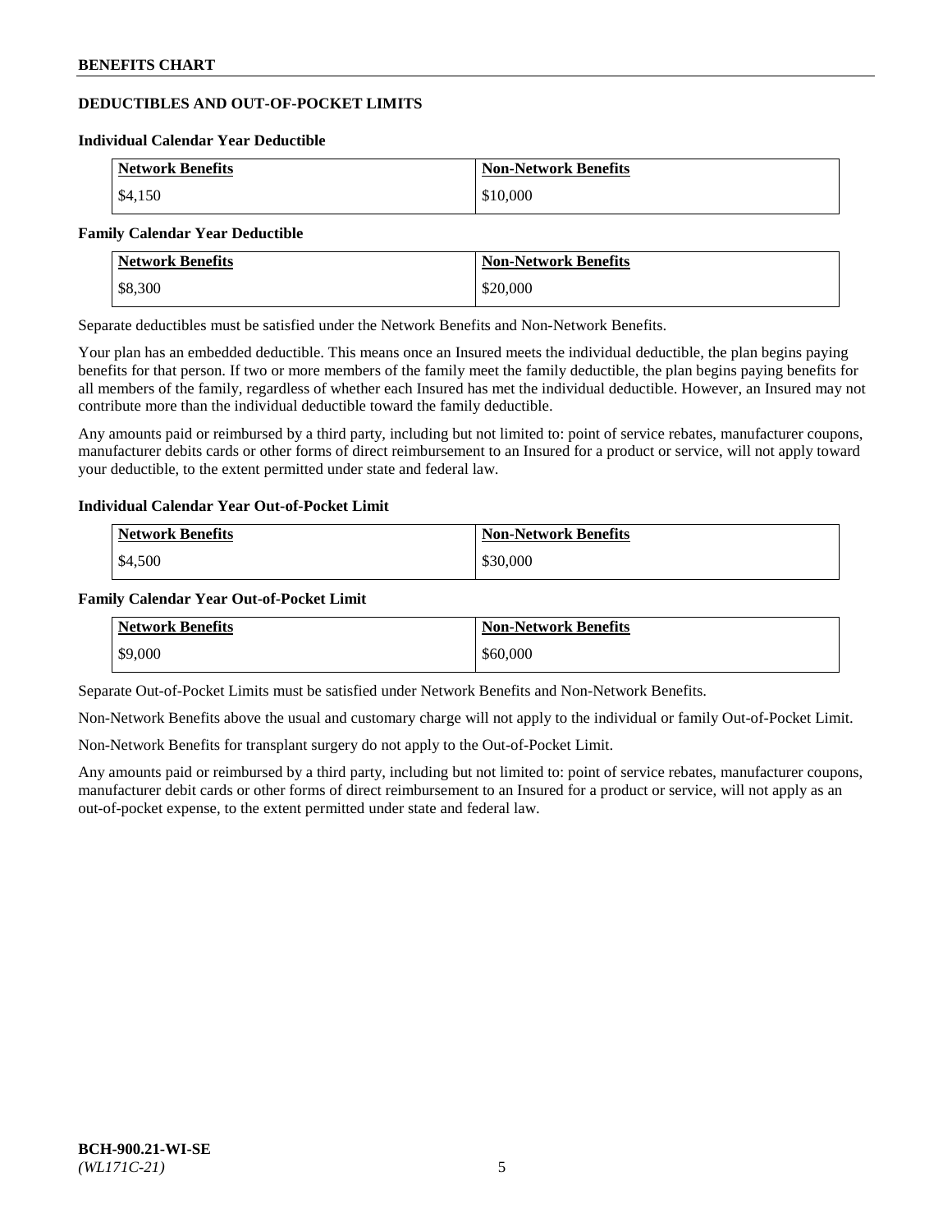## DEDUCTIBLES AND OUT-OF-POCKET LIMITS

### Individual Calendar Year Deductible

| Network Benefits | Non-Network Benefits |
|---|---|
| $4,150 | $10,000 |

### Family Calendar Year Deductible

| Network Benefits | Non-Network Benefits |
|---|---|
| $8,300 | $20,000 |

Separate deductibles must be satisfied under the Network Benefits and Non-Network Benefits.

Your plan has an embedded deductible. This means once an Insured meets the individual deductible, the plan begins paying benefits for that person. If two or more members of the family meet the family deductible, the plan begins paying benefits for all members of the family, regardless of whether each Insured has met the individual deductible. However, an Insured may not contribute more than the individual deductible toward the family deductible.

Any amounts paid or reimbursed by a third party, including but not limited to: point of service rebates, manufacturer coupons, manufacturer debits cards or other forms of direct reimbursement to an Insured for a product or service, will not apply toward your deductible, to the extent permitted under state and federal law.

### Individual Calendar Year Out-of-Pocket Limit

| Network Benefits | Non-Network Benefits |
|---|---|
| $4,500 | $30,000 |

### Family Calendar Year Out-of-Pocket Limit

| Network Benefits | Non-Network Benefits |
|---|---|
| $9,000 | $60,000 |

Separate Out-of-Pocket Limits must be satisfied under Network Benefits and Non-Network Benefits.

Non-Network Benefits above the usual and customary charge will not apply to the individual or family Out-of-Pocket Limit.

Non-Network Benefits for transplant surgery do not apply to the Out-of-Pocket Limit.

Any amounts paid or reimbursed by a third party, including but not limited to: point of service rebates, manufacturer coupons, manufacturer debit cards or other forms of direct reimbursement to an Insured for a product or service, will not apply as an out-of-pocket expense, to the extent permitted under state and federal law.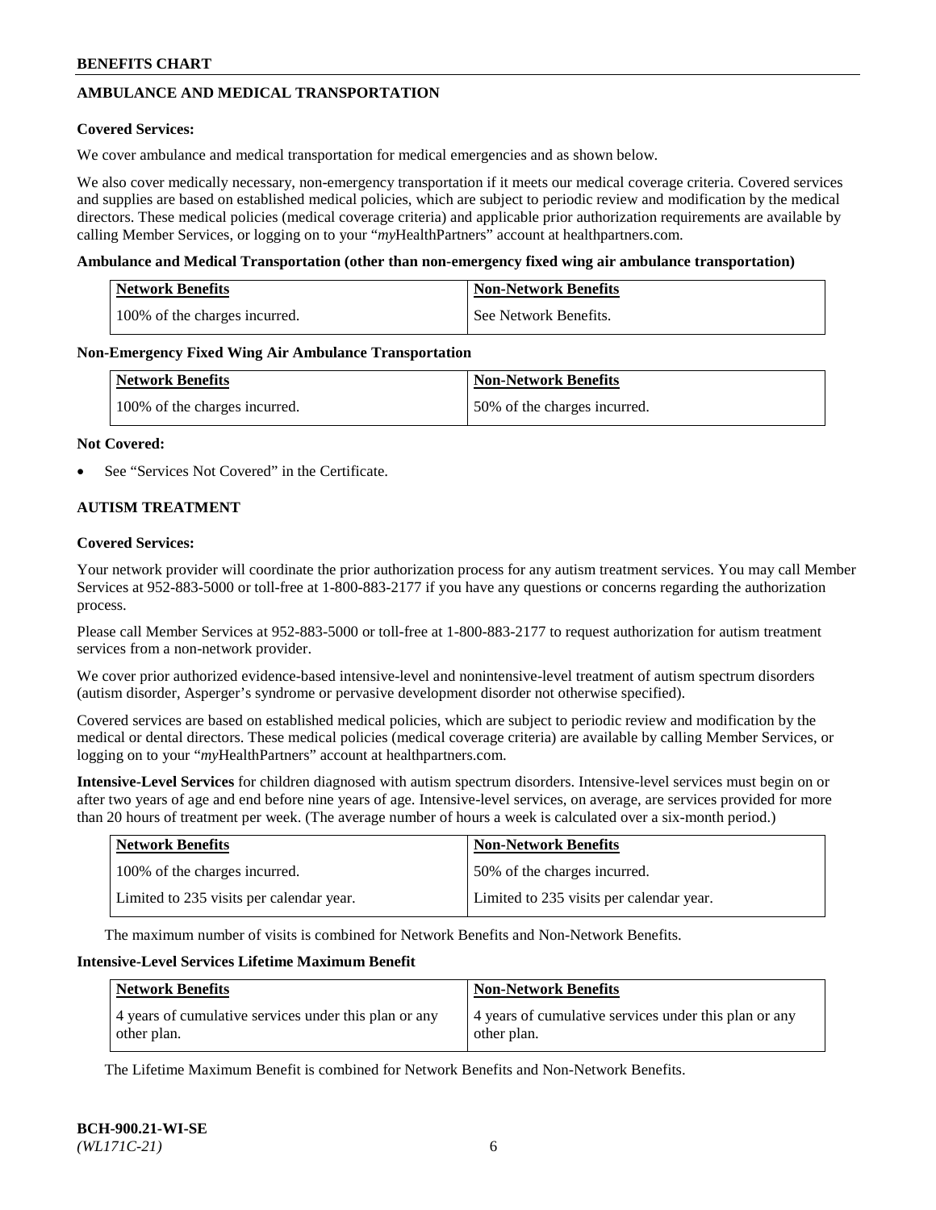## AMBULANCE AND MEDICAL TRANSPORTATION

**Covered Services:**

We cover ambulance and medical transportation for medical emergencies and as shown below.

We also cover medically necessary, non-emergency transportation if it meets our medical coverage criteria. Covered services and supplies are based on established medical policies, which are subject to periodic review and modification by the medical directors. These medical policies (medical coverage criteria) and applicable prior authorization requirements are available by calling Member Services, or logging on to your "*my*HealthPartners" account at healthpartners.com.

**Ambulance and Medical Transportation (other than non-emergency fixed wing air ambulance transportation)**

| Network Benefits | Non-Network Benefits |
|---|---|
| 100% of the charges incurred. | See Network Benefits. |

**Non-Emergency Fixed Wing Air Ambulance Transportation**

| Network Benefits | Non-Network Benefits |
|---|---|
| 100% of the charges incurred. | 50% of the charges incurred. |

**Not Covered:**

- See "Services Not Covered" in the Certificate.

## AUTISM TREATMENT

**Covered Services:**

Your network provider will coordinate the prior authorization process for any autism treatment services. You may call Member Services at 952-883-5000 or toll-free at 1-800-883-2177 if you have any questions or concerns regarding the authorization process.

Please call Member Services at 952-883-5000 or toll-free at 1-800-883-2177 to request authorization for autism treatment services from a non-network provider.

We cover prior authorized evidence-based intensive-level and nonintensive-level treatment of autism spectrum disorders (autism disorder, Asperger's syndrome or pervasive development disorder not otherwise specified).

Covered services are based on established medical policies, which are subject to periodic review and modification by the medical or dental directors. These medical policies (medical coverage criteria) are available by calling Member Services, or logging on to your "*my*HealthPartners" account at healthpartners.com.

**Intensive-Level Services** for children diagnosed with autism spectrum disorders. Intensive-level services must begin on or after two years of age and end before nine years of age. Intensive-level services, on average, are services provided for more than 20 hours of treatment per week. (The average number of hours a week is calculated over a six-month period.)

| Network Benefits | Non-Network Benefits |
|---|---|
| 100% of the charges incurred. | 50% of the charges incurred. |
| Limited to 235 visits per calendar year. | Limited to 235 visits per calendar year. |

The maximum number of visits is combined for Network Benefits and Non-Network Benefits.

**Intensive-Level Services Lifetime Maximum Benefit**

| Network Benefits | Non-Network Benefits |
|---|---|
| 4 years of cumulative services under this plan or any other plan. | 4 years of cumulative services under this plan or any other plan. |

The Lifetime Maximum Benefit is combined for Network Benefits and Non-Network Benefits.

**BCH-900.21-WI-SE**
*(WL171C-21)*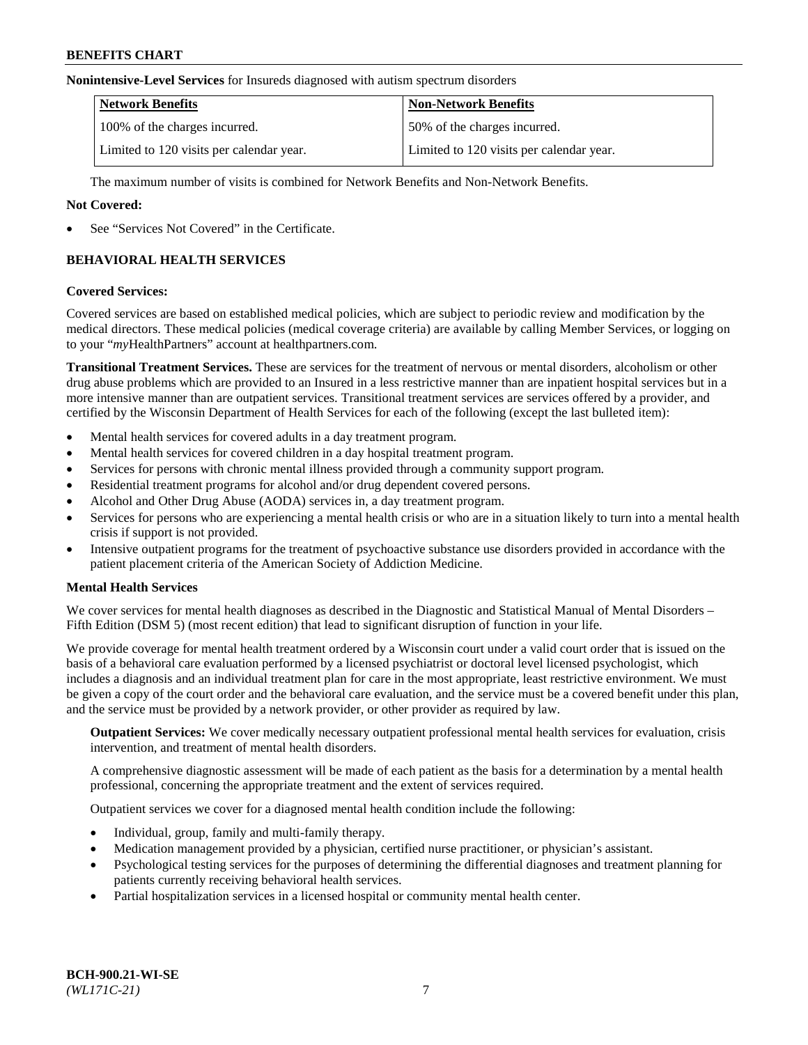**Nonintensive-Level Services** for Insureds diagnosed with autism spectrum disorders

| Network Benefits | Non-Network Benefits |
|---|---|
| 100% of the charges incurred. | 50% of the charges incurred. |
| Limited to 120 visits per calendar year. | Limited to 120 visits per calendar year. |

The maximum number of visits is combined for Network Benefits and Non-Network Benefits.

**Not Covered:**

- See "Services Not Covered" in the Certificate.

### BEHAVIORAL HEALTH SERVICES

**Covered Services:**

Covered services are based on established medical policies, which are subject to periodic review and modification by the medical directors. These medical policies (medical coverage criteria) are available by calling Member Services, or logging on to your "*my*HealthPartners" account at healthpartners.com.

**Transitional Treatment Services.** These are services for the treatment of nervous or mental disorders, alcoholism or other drug abuse problems which are provided to an Insured in a less restrictive manner than are inpatient hospital services but in a more intensive manner than are outpatient services. Transitional treatment services are services offered by a provider, and certified by the Wisconsin Department of Health Services for each of the following (except the last bulleted item):

- Mental health services for covered adults in a day treatment program.
- Mental health services for covered children in a day hospital treatment program.
- Services for persons with chronic mental illness provided through a community support program.
- Residential treatment programs for alcohol and/or drug dependent covered persons.
- Alcohol and Other Drug Abuse (AODA) services in, a day treatment program.
- Services for persons who are experiencing a mental health crisis or who are in a situation likely to turn into a mental health crisis if support is not provided.
- Intensive outpatient programs for the treatment of psychoactive substance use disorders provided in accordance with the patient placement criteria of the American Society of Addiction Medicine.

**Mental Health Services**

We cover services for mental health diagnoses as described in the Diagnostic and Statistical Manual of Mental Disorders – Fifth Edition (DSM 5) (most recent edition) that lead to significant disruption of function in your life.

We provide coverage for mental health treatment ordered by a Wisconsin court under a valid court order that is issued on the basis of a behavioral care evaluation performed by a licensed psychiatrist or doctoral level licensed psychologist, which includes a diagnosis and an individual treatment plan for care in the most appropriate, least restrictive environment. We must be given a copy of the court order and the behavioral care evaluation, and the service must be a covered benefit under this plan, and the service must be provided by a network provider, or other provider as required by law.

**Outpatient Services:** We cover medically necessary outpatient professional mental health services for evaluation, crisis intervention, and treatment of mental health disorders.

A comprehensive diagnostic assessment will be made of each patient as the basis for a determination by a mental health professional, concerning the appropriate treatment and the extent of services required.

Outpatient services we cover for a diagnosed mental health condition include the following:

- Individual, group, family and multi-family therapy.
- Medication management provided by a physician, certified nurse practitioner, or physician's assistant.
- Psychological testing services for the purposes of determining the differential diagnoses and treatment planning for patients currently receiving behavioral health services.
- Partial hospitalization services in a licensed hospital or community mental health center.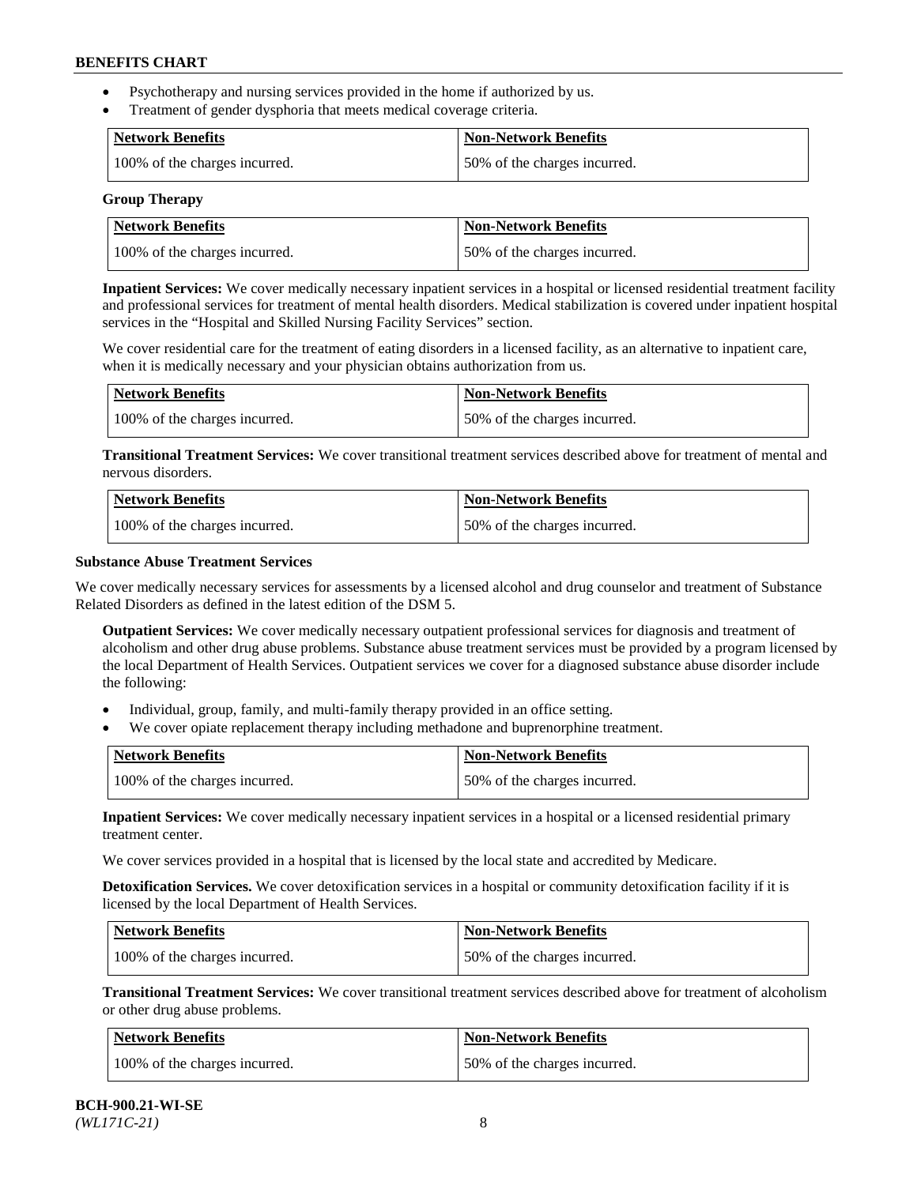- Psychotherapy and nursing services provided in the home if authorized by us.
- Treatment of gender dysphoria that meets medical coverage criteria.

| Network Benefits | Non-Network Benefits |
| --- | --- |
| 100% of the charges incurred. | 50% of the charges incurred. |

**Group Therapy**

| Network Benefits | Non-Network Benefits |
| --- | --- |
| 100% of the charges incurred. | 50% of the charges incurred. |

**Inpatient Services:** We cover medically necessary inpatient services in a hospital or licensed residential treatment facility and professional services for treatment of mental health disorders. Medical stabilization is covered under inpatient hospital services in the "Hospital and Skilled Nursing Facility Services" section.

We cover residential care for the treatment of eating disorders in a licensed facility, as an alternative to inpatient care, when it is medically necessary and your physician obtains authorization from us.

| Network Benefits | Non-Network Benefits |
| --- | --- |
| 100% of the charges incurred. | 50% of the charges incurred. |

**Transitional Treatment Services:** We cover transitional treatment services described above for treatment of mental and nervous disorders.

| Network Benefits | Non-Network Benefits |
| --- | --- |
| 100% of the charges incurred. | 50% of the charges incurred. |

**Substance Abuse Treatment Services**

We cover medically necessary services for assessments by a licensed alcohol and drug counselor and treatment of Substance Related Disorders as defined in the latest edition of the DSM 5.

**Outpatient Services:** We cover medically necessary outpatient professional services for diagnosis and treatment of alcoholism and other drug abuse problems. Substance abuse treatment services must be provided by a program licensed by the local Department of Health Services. Outpatient services we cover for a diagnosed substance abuse disorder include the following:

- Individual, group, family, and multi-family therapy provided in an office setting.
- We cover opiate replacement therapy including methadone and buprenorphine treatment.

| Network Benefits | Non-Network Benefits |
| --- | --- |
| 100% of the charges incurred. | 50% of the charges incurred. |

**Inpatient Services:** We cover medically necessary inpatient services in a hospital or a licensed residential primary treatment center.

We cover services provided in a hospital that is licensed by the local state and accredited by Medicare.

**Detoxification Services.** We cover detoxification services in a hospital or community detoxification facility if it is licensed by the local Department of Health Services.

| Network Benefits | Non-Network Benefits |
| --- | --- |
| 100% of the charges incurred. | 50% of the charges incurred. |

**Transitional Treatment Services:** We cover transitional treatment services described above for treatment of alcoholism or other drug abuse problems.

| Network Benefits | Non-Network Benefits |
| --- | --- |
| 100% of the charges incurred. | 50% of the charges incurred. |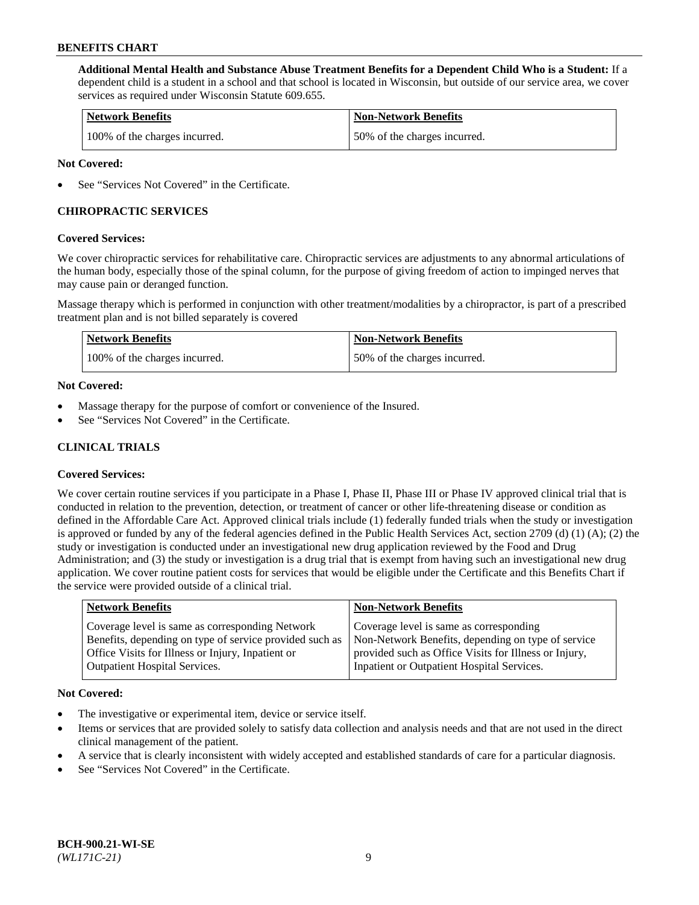**Additional Mental Health and Substance Abuse Treatment Benefits for a Dependent Child Who is a Student:** If a dependent child is a student in a school and that school is located in Wisconsin, but outside of our service area, we cover services as required under Wisconsin Statute 609.655.

| Network Benefits | Non-Network Benefits |
|---|---|
| 100% of the charges incurred. | 50% of the charges incurred. |

**Not Covered:**

- See "Services Not Covered" in the Certificate.

## CHIROPRACTIC SERVICES

**Covered Services:**

We cover chiropractic services for rehabilitative care. Chiropractic services are adjustments to any abnormal articulations of the human body, especially those of the spinal column, for the purpose of giving freedom of action to impinged nerves that may cause pain or deranged function.

Massage therapy which is performed in conjunction with other treatment/modalities by a chiropractor, is part of a prescribed treatment plan and is not billed separately is covered

| Network Benefits | Non-Network Benefits |
|---|---|
| 100% of the charges incurred. | 50% of the charges incurred. |

**Not Covered:**

- Massage therapy for the purpose of comfort or convenience of the Insured.
- See "Services Not Covered" in the Certificate.

## CLINICAL TRIALS

**Covered Services:**

We cover certain routine services if you participate in a Phase I, Phase II, Phase III or Phase IV approved clinical trial that is conducted in relation to the prevention, detection, or treatment of cancer or other life-threatening disease or condition as defined in the Affordable Care Act. Approved clinical trials include (1) federally funded trials when the study or investigation is approved or funded by any of the federal agencies defined in the Public Health Services Act, section 2709 (d) (1) (A); (2) the study or investigation is conducted under an investigational new drug application reviewed by the Food and Drug Administration; and (3) the study or investigation is a drug trial that is exempt from having such an investigational new drug application. We cover routine patient costs for services that would be eligible under the Certificate and this Benefits Chart if the service were provided outside of a clinical trial.

| Network Benefits | Non-Network Benefits |
|---|---|
| Coverage level is same as corresponding Network Benefits, depending on type of service provided such as Office Visits for Illness or Injury, Inpatient or Outpatient Hospital Services. | Coverage level is same as corresponding Non-Network Benefits, depending on type of service provided such as Office Visits for Illness or Injury, Inpatient or Outpatient Hospital Services. |

**Not Covered:**

- The investigative or experimental item, device or service itself.
- Items or services that are provided solely to satisfy data collection and analysis needs and that are not used in the direct clinical management of the patient.
- A service that is clearly inconsistent with widely accepted and established standards of care for a particular diagnosis.
- See "Services Not Covered" in the Certificate.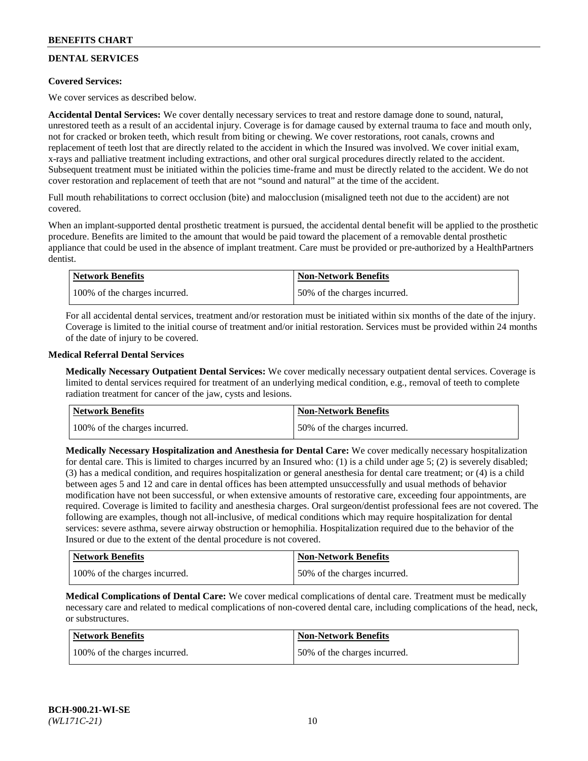## DENTAL SERVICES

**Covered Services:**

We cover services as described below.

**Accidental Dental Services:** We cover dentally necessary services to treat and restore damage done to sound, natural, unrestored teeth as a result of an accidental injury. Coverage is for damage caused by external trauma to face and mouth only, not for cracked or broken teeth, which result from biting or chewing. We cover restorations, root canals, crowns and replacement of teeth lost that are directly related to the accident in which the Insured was involved. We cover initial exam, x-rays and palliative treatment including extractions, and other oral surgical procedures directly related to the accident. Subsequent treatment must be initiated within the policies time-frame and must be directly related to the accident. We do not cover restoration and replacement of teeth that are not "sound and natural" at the time of the accident.

Full mouth rehabilitations to correct occlusion (bite) and malocclusion (misaligned teeth not due to the accident) are not covered.

When an implant-supported dental prosthetic treatment is pursued, the accidental dental benefit will be applied to the prosthetic procedure. Benefits are limited to the amount that would be paid toward the placement of a removable dental prosthetic appliance that could be used in the absence of implant treatment. Care must be provided or pre-authorized by a HealthPartners dentist.

| Network Benefits | Non-Network Benefits |
|---|---|
| 100% of the charges incurred. | 50% of the charges incurred. |

For all accidental dental services, treatment and/or restoration must be initiated within six months of the date of the injury. Coverage is limited to the initial course of treatment and/or initial restoration. Services must be provided within 24 months of the date of injury to be covered.

**Medical Referral Dental Services**

**Medically Necessary Outpatient Dental Services:** We cover medically necessary outpatient dental services. Coverage is limited to dental services required for treatment of an underlying medical condition, e.g., removal of teeth to complete radiation treatment for cancer of the jaw, cysts and lesions.

| Network Benefits | Non-Network Benefits |
|---|---|
| 100% of the charges incurred. | 50% of the charges incurred. |

**Medically Necessary Hospitalization and Anesthesia for Dental Care:** We cover medically necessary hospitalization for dental care. This is limited to charges incurred by an Insured who: (1) is a child under age 5; (2) is severely disabled; (3) has a medical condition, and requires hospitalization or general anesthesia for dental care treatment; or (4) is a child between ages 5 and 12 and care in dental offices has been attempted unsuccessfully and usual methods of behavior modification have not been successful, or when extensive amounts of restorative care, exceeding four appointments, are required. Coverage is limited to facility and anesthesia charges. Oral surgeon/dentist professional fees are not covered. The following are examples, though not all-inclusive, of medical conditions which may require hospitalization for dental services: severe asthma, severe airway obstruction or hemophilia. Hospitalization required due to the behavior of the Insured or due to the extent of the dental procedure is not covered.

| Network Benefits | Non-Network Benefits |
|---|---|
| 100% of the charges incurred. | 50% of the charges incurred. |

**Medical Complications of Dental Care:** We cover medical complications of dental care. Treatment must be medically necessary care and related to medical complications of non-covered dental care, including complications of the head, neck, or substructures.

| Network Benefits | Non-Network Benefits |
|---|---|
| 100% of the charges incurred. | 50% of the charges incurred. |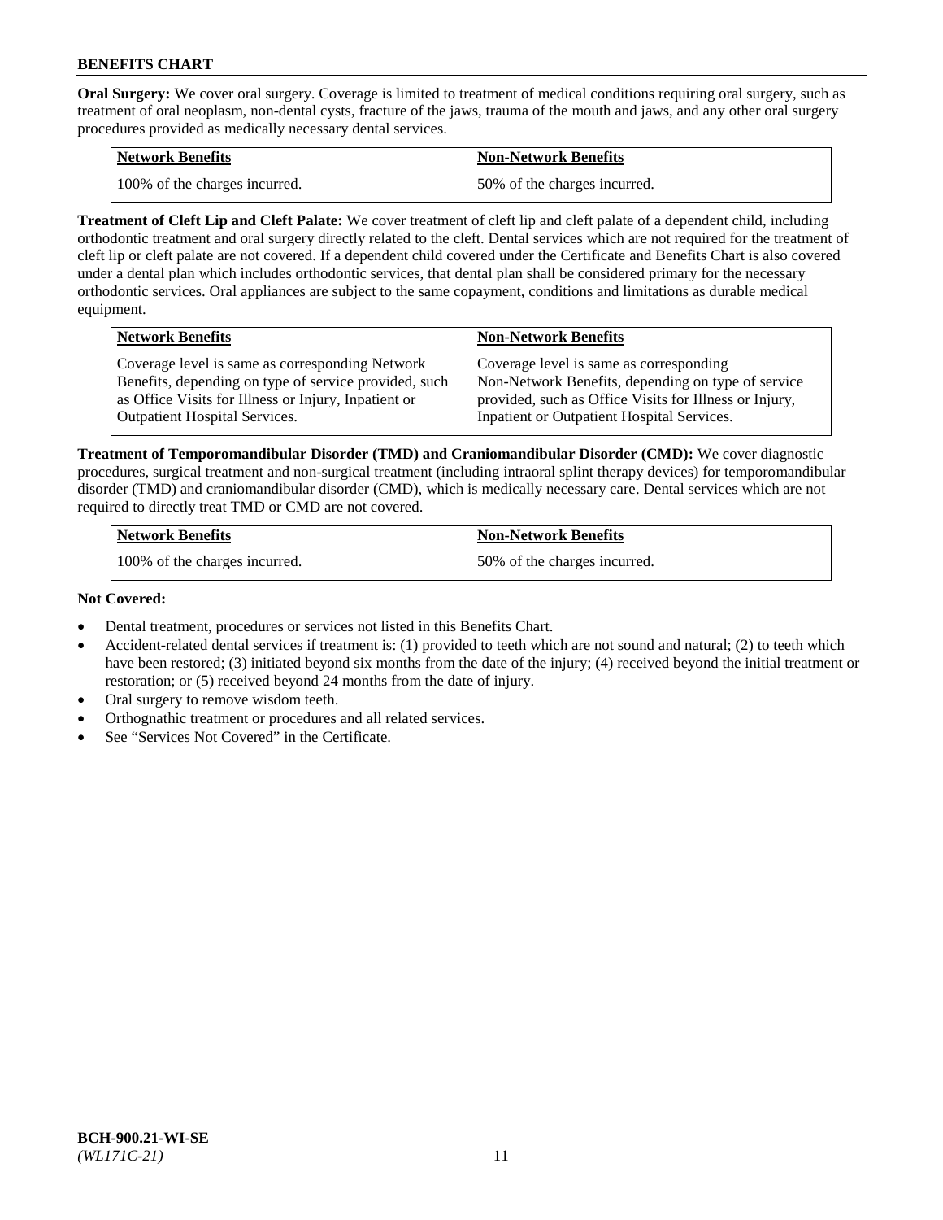**Oral Surgery:** We cover oral surgery. Coverage is limited to treatment of medical conditions requiring oral surgery, such as treatment of oral neoplasm, non-dental cysts, fracture of the jaws, trauma of the mouth and jaws, and any other oral surgery procedures provided as medically necessary dental services.

| Network Benefits | Non-Network Benefits |
|---|---|
| 100% of the charges incurred. | 50% of the charges incurred. |

**Treatment of Cleft Lip and Cleft Palate:** We cover treatment of cleft lip and cleft palate of a dependent child, including orthodontic treatment and oral surgery directly related to the cleft. Dental services which are not required for the treatment of cleft lip or cleft palate are not covered. If a dependent child covered under the Certificate and Benefits Chart is also covered under a dental plan which includes orthodontic services, that dental plan shall be considered primary for the necessary orthodontic services. Oral appliances are subject to the same copayment, conditions and limitations as durable medical equipment.

| Network Benefits | Non-Network Benefits |
|---|---|
| Coverage level is same as corresponding Network Benefits, depending on type of service provided, such as Office Visits for Illness or Injury, Inpatient or Outpatient Hospital Services. | Coverage level is same as corresponding Non-Network Benefits, depending on type of service provided, such as Office Visits for Illness or Injury, Inpatient or Outpatient Hospital Services. |

**Treatment of Temporomandibular Disorder (TMD) and Craniomandibular Disorder (CMD):** We cover diagnostic procedures, surgical treatment and non-surgical treatment (including intraoral splint therapy devices) for temporomandibular disorder (TMD) and craniomandibular disorder (CMD), which is medically necessary care. Dental services which are not required to directly treat TMD or CMD are not covered.

| Network Benefits | Non-Network Benefits |
|---|---|
| 100% of the charges incurred. | 50% of the charges incurred. |

**Not Covered:**

- Dental treatment, procedures or services not listed in this Benefits Chart.
- Accident-related dental services if treatment is: (1) provided to teeth which are not sound and natural; (2) to teeth which have been restored; (3) initiated beyond six months from the date of the injury; (4) received beyond the initial treatment or restoration; or (5) received beyond 24 months from the date of injury.
- Oral surgery to remove wisdom teeth.
- Orthognathic treatment or procedures and all related services.
- See "Services Not Covered" in the Certificate.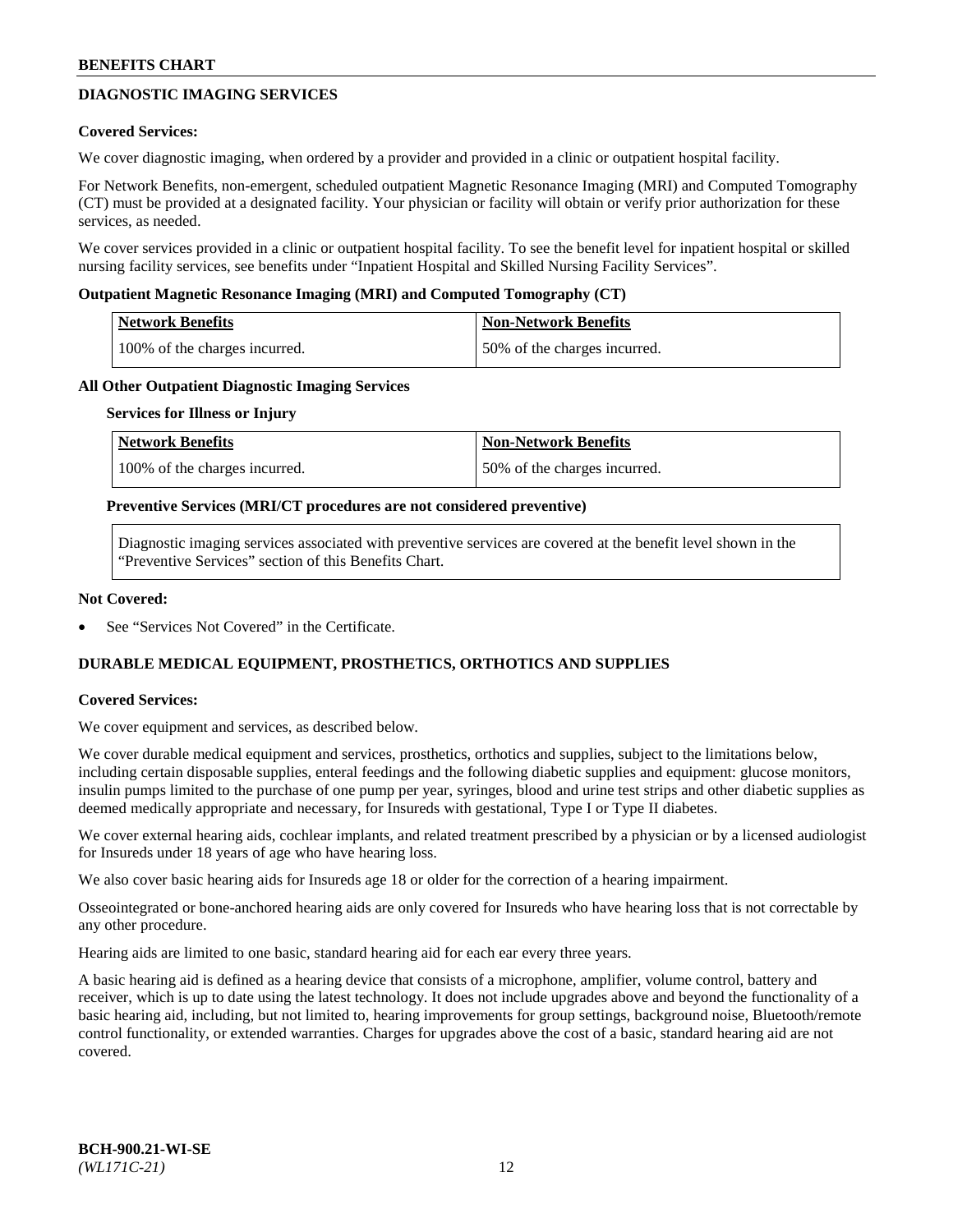## DIAGNOSTIC IMAGING SERVICES

**Covered Services:**

We cover diagnostic imaging, when ordered by a provider and provided in a clinic or outpatient hospital facility.

For Network Benefits, non-emergent, scheduled outpatient Magnetic Resonance Imaging (MRI) and Computed Tomography (CT) must be provided at a designated facility. Your physician or facility will obtain or verify prior authorization for these services, as needed.

We cover services provided in a clinic or outpatient hospital facility. To see the benefit level for inpatient hospital or skilled nursing facility services, see benefits under "Inpatient Hospital and Skilled Nursing Facility Services".

**Outpatient Magnetic Resonance Imaging (MRI) and Computed Tomography (CT)**

| Network Benefits | Non-Network Benefits |
|---|---|
| 100% of the charges incurred. | 50% of the charges incurred. |

**All Other Outpatient Diagnostic Imaging Services**

**Services for Illness or Injury**

| Network Benefits | Non-Network Benefits |
|---|---|
| 100% of the charges incurred. | 50% of the charges incurred. |

**Preventive Services (MRI/CT procedures are not considered preventive)**

Diagnostic imaging services associated with preventive services are covered at the benefit level shown in the "Preventive Services" section of this Benefits Chart.

**Not Covered:**

- See "Services Not Covered" in the Certificate.

## DURABLE MEDICAL EQUIPMENT, PROSTHETICS, ORTHOTICS AND SUPPLIES

**Covered Services:**

We cover equipment and services, as described below.

We cover durable medical equipment and services, prosthetics, orthotics and supplies, subject to the limitations below, including certain disposable supplies, enteral feedings and the following diabetic supplies and equipment: glucose monitors, insulin pumps limited to the purchase of one pump per year, syringes, blood and urine test strips and other diabetic supplies as deemed medically appropriate and necessary, for Insureds with gestational, Type I or Type II diabetes.

We cover external hearing aids, cochlear implants, and related treatment prescribed by a physician or by a licensed audiologist for Insureds under 18 years of age who have hearing loss.

We also cover basic hearing aids for Insureds age 18 or older for the correction of a hearing impairment.

Osseointegrated or bone-anchored hearing aids are only covered for Insureds who have hearing loss that is not correctable by any other procedure.

Hearing aids are limited to one basic, standard hearing aid for each ear every three years.

A basic hearing aid is defined as a hearing device that consists of a microphone, amplifier, volume control, battery and receiver, which is up to date using the latest technology. It does not include upgrades above and beyond the functionality of a basic hearing aid, including, but not limited to, hearing improvements for group settings, background noise, Bluetooth/remote control functionality, or extended warranties. Charges for upgrades above the cost of a basic, standard hearing aid are not covered.

BCH-900.21-WI-SE
*(WL171C-21)*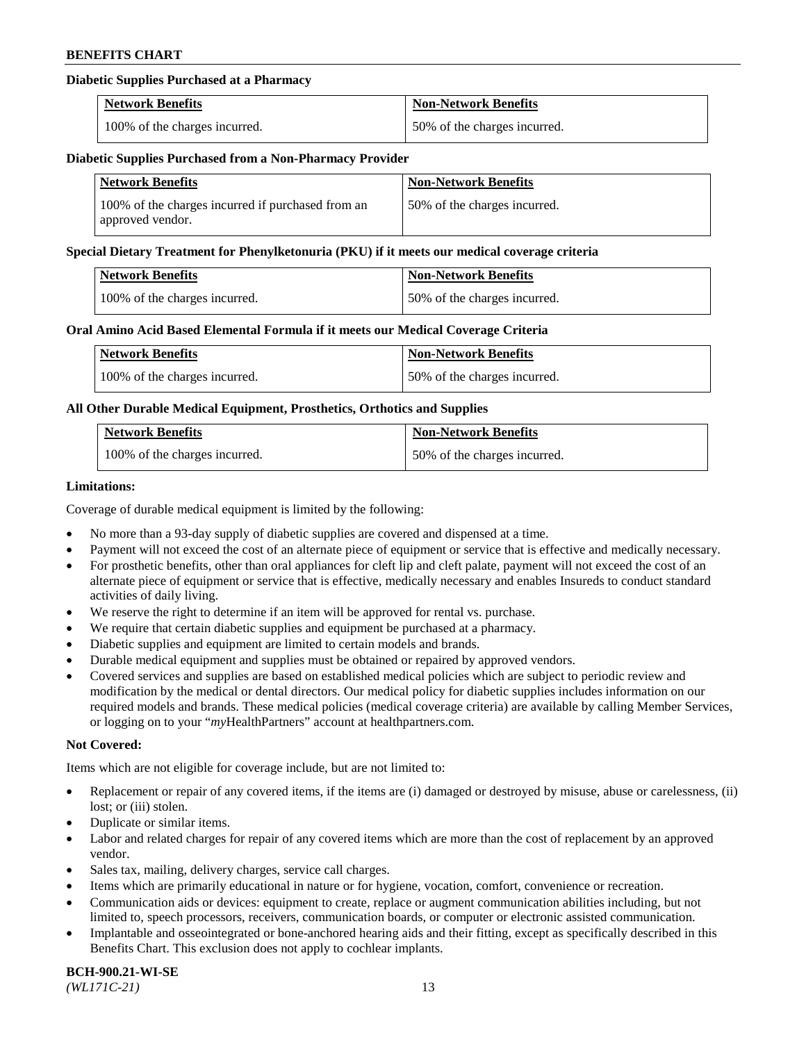**Diabetic Supplies Purchased at a Pharmacy**

| Network Benefits | Non-Network Benefits |
| --- | --- |
| 100% of the charges incurred. | 50% of the charges incurred. |

**Diabetic Supplies Purchased from a Non-Pharmacy Provider**

| Network Benefits | Non-Network Benefits |
| --- | --- |
| 100% of the charges incurred if purchased from an approved vendor. | 50% of the charges incurred. |

**Special Dietary Treatment for Phenylketonuria (PKU) if it meets our medical coverage criteria**

| Network Benefits | Non-Network Benefits |
| --- | --- |
| 100% of the charges incurred. | 50% of the charges incurred. |

**Oral Amino Acid Based Elemental Formula if it meets our Medical Coverage Criteria**

| Network Benefits | Non-Network Benefits |
| --- | --- |
| 100% of the charges incurred. | 50% of the charges incurred. |

**All Other Durable Medical Equipment, Prosthetics, Orthotics and Supplies**

| Network Benefits | Non-Network Benefits |
| --- | --- |
| 100% of the charges incurred. | 50% of the charges incurred. |

**Limitations:**

Coverage of durable medical equipment is limited by the following:

- No more than a 93-day supply of diabetic supplies are covered and dispensed at a time.
- Payment will not exceed the cost of an alternate piece of equipment or service that is effective and medically necessary.
- For prosthetic benefits, other than oral appliances for cleft lip and cleft palate, payment will not exceed the cost of an alternate piece of equipment or service that is effective, medically necessary and enables Insureds to conduct standard activities of daily living.
- We reserve the right to determine if an item will be approved for rental vs. purchase.
- We require that certain diabetic supplies and equipment be purchased at a pharmacy.
- Diabetic supplies and equipment are limited to certain models and brands.
- Durable medical equipment and supplies must be obtained or repaired by approved vendors.
- Covered services and supplies are based on established medical policies which are subject to periodic review and modification by the medical or dental directors. Our medical policy for diabetic supplies includes information on our required models and brands. These medical policies (medical coverage criteria) are available by calling Member Services, or logging on to your "*my*HealthPartners" account at healthpartners.com.

**Not Covered:**

Items which are not eligible for coverage include, but are not limited to:

- Replacement or repair of any covered items, if the items are (i) damaged or destroyed by misuse, abuse or carelessness, (ii) lost; or (iii) stolen.
- Duplicate or similar items.
- Labor and related charges for repair of any covered items which are more than the cost of replacement by an approved vendor.
- Sales tax, mailing, delivery charges, service call charges.
- Items which are primarily educational in nature or for hygiene, vocation, comfort, convenience or recreation.
- Communication aids or devices: equipment to create, replace or augment communication abilities including, but not limited to, speech processors, receivers, communication boards, or computer or electronic assisted communication.
- Implantable and osseointegrated or bone-anchored hearing aids and their fitting, except as specifically described in this Benefits Chart. This exclusion does not apply to cochlear implants.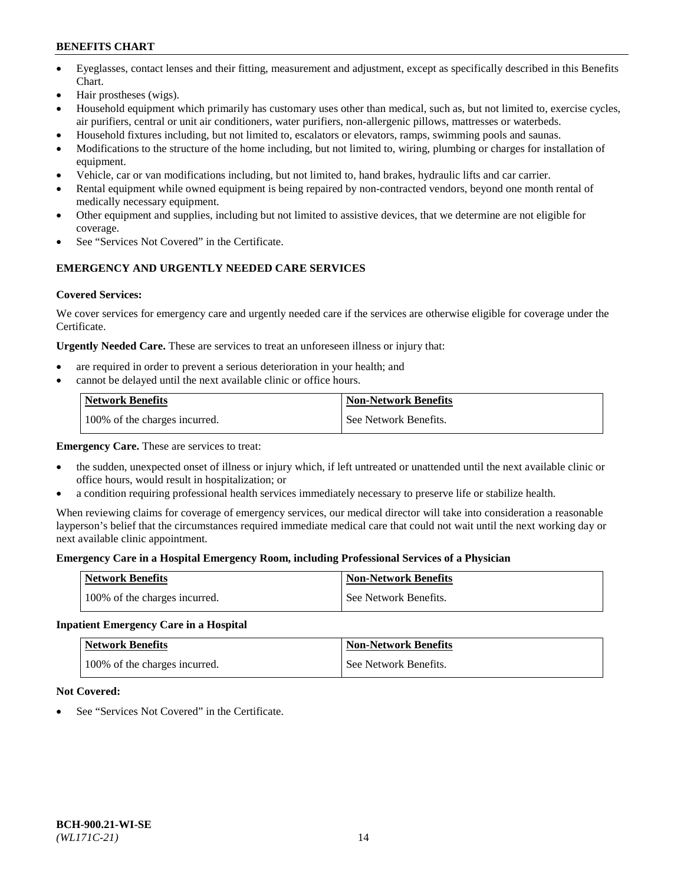- Eyeglasses, contact lenses and their fitting, measurement and adjustment, except as specifically described in this Benefits Chart.
- Hair prostheses (wigs).
- Household equipment which primarily has customary uses other than medical, such as, but not limited to, exercise cycles, air purifiers, central or unit air conditioners, water purifiers, non-allergenic pillows, mattresses or waterbeds.
- Household fixtures including, but not limited to, escalators or elevators, ramps, swimming pools and saunas.
- Modifications to the structure of the home including, but not limited to, wiring, plumbing or charges for installation of equipment.
- Vehicle, car or van modifications including, but not limited to, hand brakes, hydraulic lifts and car carrier.
- Rental equipment while owned equipment is being repaired by non-contracted vendors, beyond one month rental of medically necessary equipment.
- Other equipment and supplies, including but not limited to assistive devices, that we determine are not eligible for coverage.
- See "Services Not Covered" in the Certificate.

## EMERGENCY AND URGENTLY NEEDED CARE SERVICES

**Covered Services:**

We cover services for emergency care and urgently needed care if the services are otherwise eligible for coverage under the Certificate.

**Urgently Needed Care.** These are services to treat an unforeseen illness or injury that:

- are required in order to prevent a serious deterioration in your health; and
- cannot be delayed until the next available clinic or office hours.

| Network Benefits | Non-Network Benefits |
|---|---|
| 100% of the charges incurred. | See Network Benefits. |

**Emergency Care.** These are services to treat:

- the sudden, unexpected onset of illness or injury which, if left untreated or unattended until the next available clinic or office hours, would result in hospitalization; or
- a condition requiring professional health services immediately necessary to preserve life or stabilize health.

When reviewing claims for coverage of emergency services, our medical director will take into consideration a reasonable layperson's belief that the circumstances required immediate medical care that could not wait until the next working day or next available clinic appointment.

**Emergency Care in a Hospital Emergency Room, including Professional Services of a Physician**

| Network Benefits | Non-Network Benefits |
|---|---|
| 100% of the charges incurred. | See Network Benefits. |

**Inpatient Emergency Care in a Hospital**

| Network Benefits | Non-Network Benefits |
|---|---|
| 100% of the charges incurred. | See Network Benefits. |

**Not Covered:**

- See "Services Not Covered" in the Certificate.

BCH-900.21-WI-SE
*(WL171C-21)*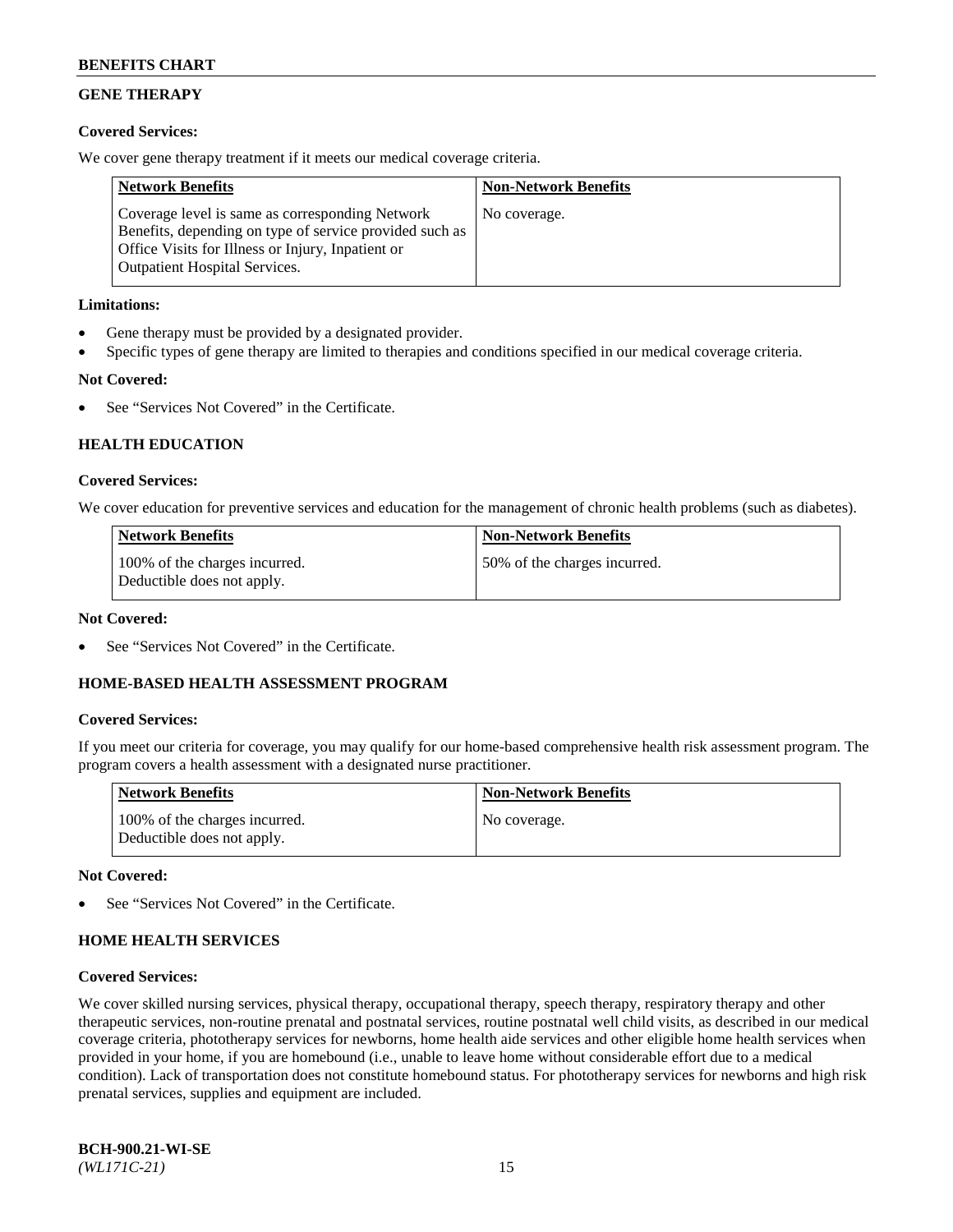## GENE THERAPY

**Covered Services:**

We cover gene therapy treatment if it meets our medical coverage criteria.

| Network Benefits | Non-Network Benefits |
| --- | --- |
| Coverage level is same as corresponding Network Benefits, depending on type of service provided such as Office Visits for Illness or Injury, Inpatient or Outpatient Hospital Services. | No coverage. |

**Limitations:**

- Gene therapy must be provided by a designated provider.
- Specific types of gene therapy are limited to therapies and conditions specified in our medical coverage criteria.

**Not Covered:**

- See "Services Not Covered" in the Certificate.

## HEALTH EDUCATION

**Covered Services:**

We cover education for preventive services and education for the management of chronic health problems (such as diabetes).

| Network Benefits | Non-Network Benefits |
| --- | --- |
| 100% of the charges incurred. Deductible does not apply. | 50% of the charges incurred. |

**Not Covered:**

- See "Services Not Covered" in the Certificate.

## HOME-BASED HEALTH ASSESSMENT PROGRAM

**Covered Services:**

If you meet our criteria for coverage, you may qualify for our home-based comprehensive health risk assessment program. The program covers a health assessment with a designated nurse practitioner.

| Network Benefits | Non-Network Benefits |
| --- | --- |
| 100% of the charges incurred. Deductible does not apply. | No coverage. |

**Not Covered:**

- See "Services Not Covered" in the Certificate.

## HOME HEALTH SERVICES

**Covered Services:**

We cover skilled nursing services, physical therapy, occupational therapy, speech therapy, respiratory therapy and other therapeutic services, non-routine prenatal and postnatal services, routine postnatal well child visits, as described in our medical coverage criteria, phototherapy services for newborns, home health aide services and other eligible home health services when provided in your home, if you are homebound (i.e., unable to leave home without considerable effort due to a medical condition). Lack of transportation does not constitute homebound status. For phototherapy services for newborns and high risk prenatal services, supplies and equipment are included.

**BCH-900.21-WI-SE**
*(WL171C-21)*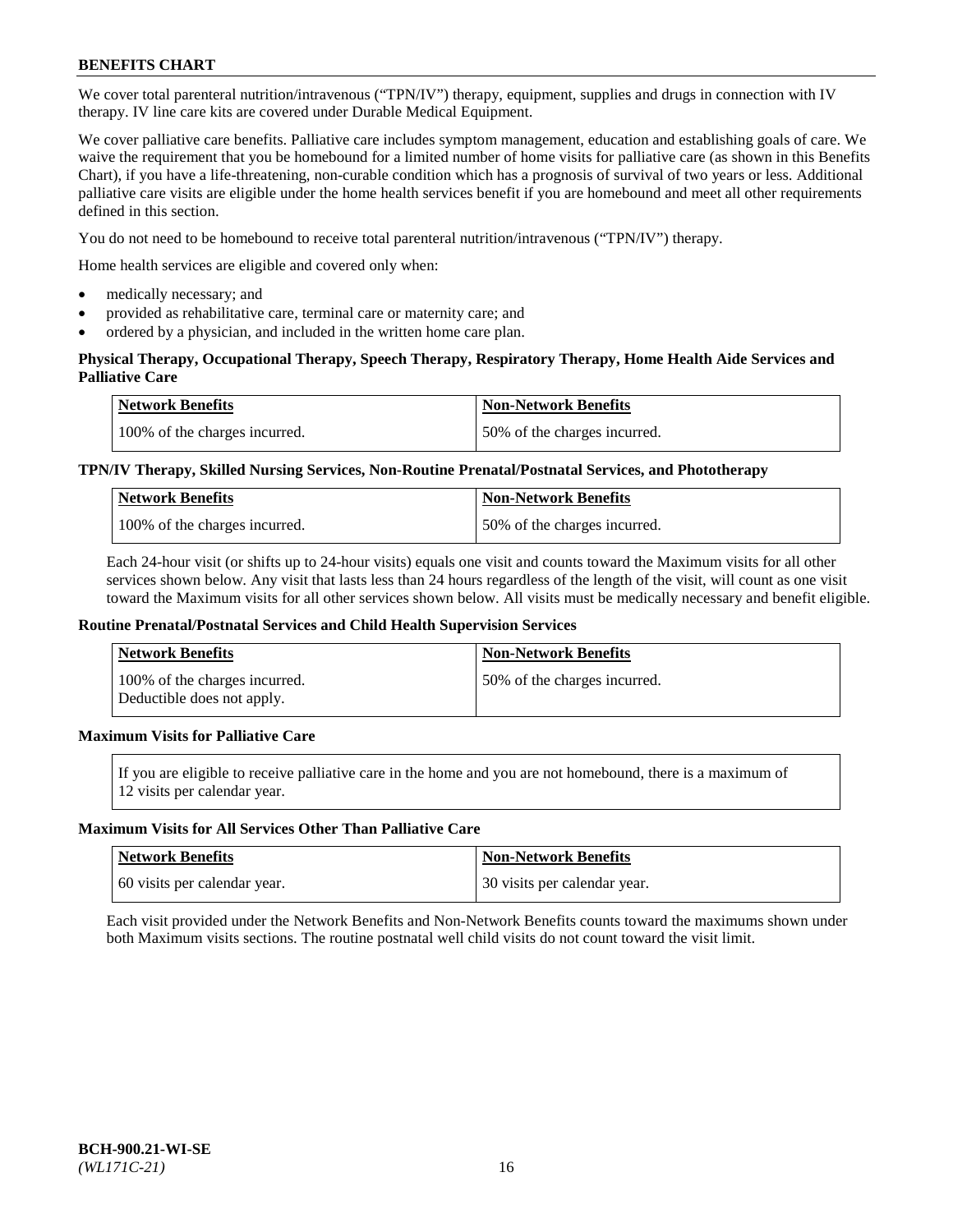We cover total parenteral nutrition/intravenous ("TPN/IV") therapy, equipment, supplies and drugs in connection with IV therapy. IV line care kits are covered under Durable Medical Equipment.

We cover palliative care benefits. Palliative care includes symptom management, education and establishing goals of care. We waive the requirement that you be homebound for a limited number of home visits for palliative care (as shown in this Benefits Chart), if you have a life-threatening, non-curable condition which has a prognosis of survival of two years or less. Additional palliative care visits are eligible under the home health services benefit if you are homebound and meet all other requirements defined in this section.

You do not need to be homebound to receive total parenteral nutrition/intravenous ("TPN/IV") therapy.

Home health services are eligible and covered only when:

- medically necessary; and
- provided as rehabilitative care, terminal care or maternity care; and
- ordered by a physician, and included in the written home care plan.

**Physical Therapy, Occupational Therapy, Speech Therapy, Respiratory Therapy, Home Health Aide Services and Palliative Care**

| Network Benefits | Non-Network Benefits |
|---|---|
| 100% of the charges incurred. | 50% of the charges incurred. |

**TPN/IV Therapy, Skilled Nursing Services, Non-Routine Prenatal/Postnatal Services, and Phototherapy**

| Network Benefits | Non-Network Benefits |
|---|---|
| 100% of the charges incurred. | 50% of the charges incurred. |

Each 24-hour visit (or shifts up to 24-hour visits) equals one visit and counts toward the Maximum visits for all other services shown below. Any visit that lasts less than 24 hours regardless of the length of the visit, will count as one visit toward the Maximum visits for all other services shown below. All visits must be medically necessary and benefit eligible.

**Routine Prenatal/Postnatal Services and Child Health Supervision Services**

| Network Benefits | Non-Network Benefits |
|---|---|
| 100% of the charges incurred. Deductible does not apply. | 50% of the charges incurred. |

**Maximum Visits for Palliative Care**

If you are eligible to receive palliative care in the home and you are not homebound, there is a maximum of 12 visits per calendar year.

**Maximum Visits for All Services Other Than Palliative Care**

| Network Benefits | Non-Network Benefits |
|---|---|
| 60 visits per calendar year. | 30 visits per calendar year. |

Each visit provided under the Network Benefits and Non-Network Benefits counts toward the maximums shown under both Maximum visits sections. The routine postnatal well child visits do not count toward the visit limit.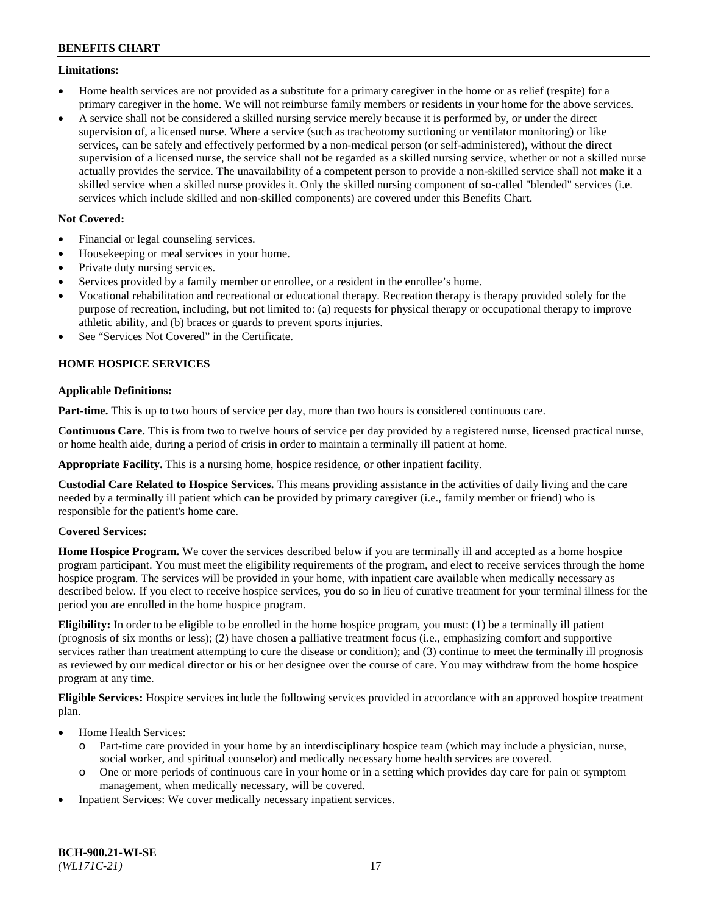**Limitations:**

- Home health services are not provided as a substitute for a primary caregiver in the home or as relief (respite) for a primary caregiver in the home. We will not reimburse family members or residents in your home for the above services.
- A service shall not be considered a skilled nursing service merely because it is performed by, or under the direct supervision of, a licensed nurse. Where a service (such as tracheotomy suctioning or ventilator monitoring) or like services, can be safely and effectively performed by a non-medical person (or self-administered), without the direct supervision of a licensed nurse, the service shall not be regarded as a skilled nursing service, whether or not a skilled nurse actually provides the service. The unavailability of a competent person to provide a non-skilled service shall not make it a skilled service when a skilled nurse provides it. Only the skilled nursing component of so-called "blended" services (i.e. services which include skilled and non-skilled components) are covered under this Benefits Chart.

**Not Covered:**

- Financial or legal counseling services.
- Housekeeping or meal services in your home.
- Private duty nursing services.
- Services provided by a family member or enrollee, or a resident in the enrollee's home.
- Vocational rehabilitation and recreational or educational therapy. Recreation therapy is therapy provided solely for the purpose of recreation, including, but not limited to: (a) requests for physical therapy or occupational therapy to improve athletic ability, and (b) braces or guards to prevent sports injuries.
- See "Services Not Covered" in the Certificate.

### HOME HOSPICE SERVICES

**Applicable Definitions:**

**Part-time.** This is up to two hours of service per day, more than two hours is considered continuous care.

**Continuous Care.** This is from two to twelve hours of service per day provided by a registered nurse, licensed practical nurse, or home health aide, during a period of crisis in order to maintain a terminally ill patient at home.

**Appropriate Facility.** This is a nursing home, hospice residence, or other inpatient facility.

**Custodial Care Related to Hospice Services.** This means providing assistance in the activities of daily living and the care needed by a terminally ill patient which can be provided by primary caregiver (i.e., family member or friend) who is responsible for the patient's home care.

**Covered Services:**

**Home Hospice Program.** We cover the services described below if you are terminally ill and accepted as a home hospice program participant. You must meet the eligibility requirements of the program, and elect to receive services through the home hospice program. The services will be provided in your home, with inpatient care available when medically necessary as described below. If you elect to receive hospice services, you do so in lieu of curative treatment for your terminal illness for the period you are enrolled in the home hospice program.

**Eligibility:** In order to be eligible to be enrolled in the home hospice program, you must: (1) be a terminally ill patient (prognosis of six months or less); (2) have chosen a palliative treatment focus (i.e., emphasizing comfort and supportive services rather than treatment attempting to cure the disease or condition); and (3) continue to meet the terminally ill prognosis as reviewed by our medical director or his or her designee over the course of care. You may withdraw from the home hospice program at any time.

**Eligible Services:** Hospice services include the following services provided in accordance with an approved hospice treatment plan.

- Home Health Services:
  - Part-time care provided in your home by an interdisciplinary hospice team (which may include a physician, nurse, social worker, and spiritual counselor) and medically necessary home health services are covered.
  - One or more periods of continuous care in your home or in a setting which provides day care for pain or symptom management, when medically necessary, will be covered.
- Inpatient Services: We cover medically necessary inpatient services.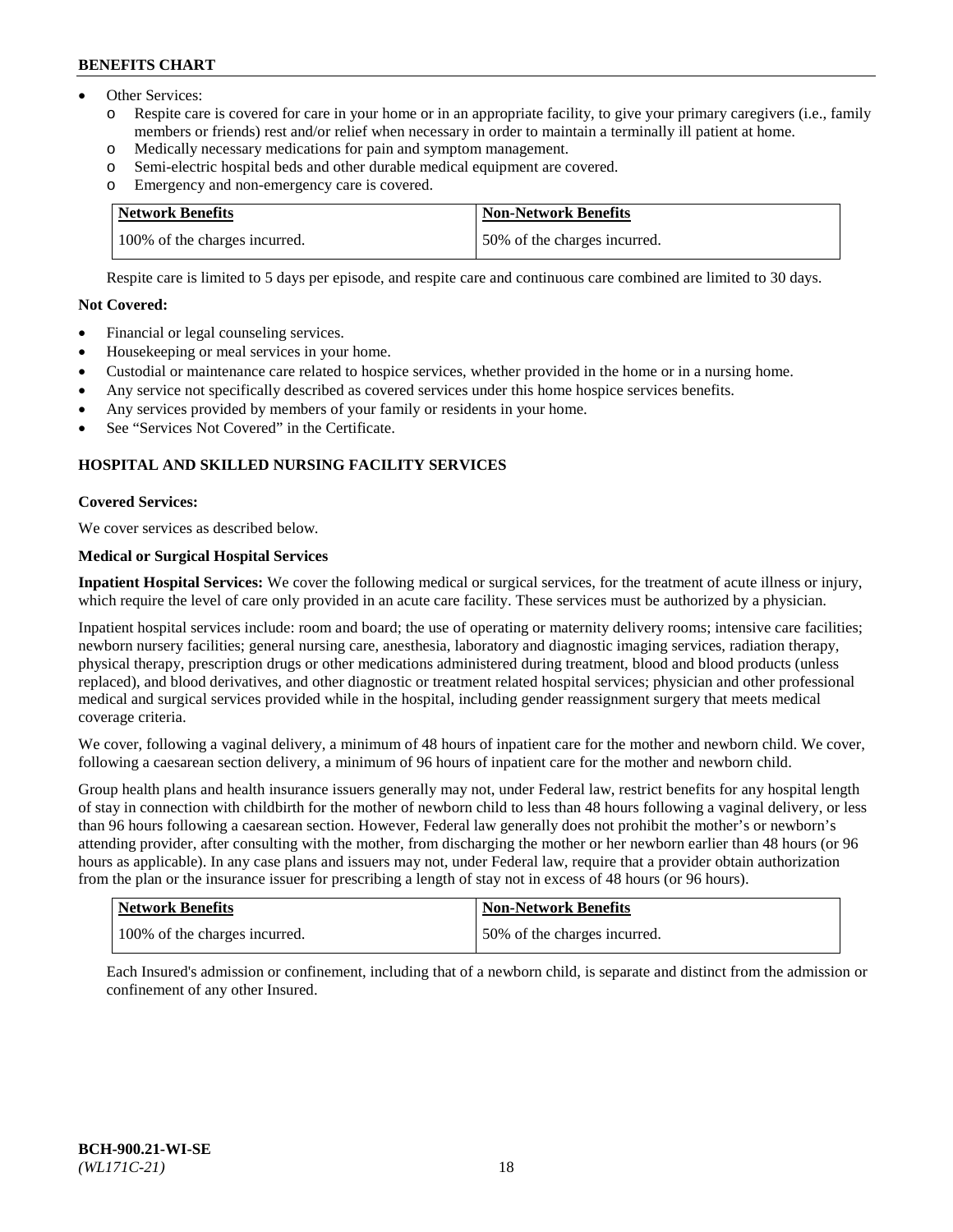- Other Services:
  - o Respite care is covered for care in your home or in an appropriate facility, to give your primary caregivers (i.e., family members or friends) rest and/or relief when necessary in order to maintain a terminally ill patient at home.
  - o Medically necessary medications for pain and symptom management.
  - o Semi-electric hospital beds and other durable medical equipment are covered.
  - o Emergency and non-emergency care is covered.

| Network Benefits | Non-Network Benefits |
|---|---|
| 100% of the charges incurred. | 50% of the charges incurred. |

Respite care is limited to 5 days per episode, and respite care and continuous care combined are limited to 30 days.

**Not Covered:**

- Financial or legal counseling services.
- Housekeeping or meal services in your home.
- Custodial or maintenance care related to hospice services, whether provided in the home or in a nursing home.
- Any service not specifically described as covered services under this home hospice services benefits.
- Any services provided by members of your family or residents in your home.
- See "Services Not Covered" in the Certificate.

### HOSPITAL AND SKILLED NURSING FACILITY SERVICES

**Covered Services:**

We cover services as described below.

**Medical or Surgical Hospital Services**

**Inpatient Hospital Services:** We cover the following medical or surgical services, for the treatment of acute illness or injury, which require the level of care only provided in an acute care facility. These services must be authorized by a physician.

Inpatient hospital services include: room and board; the use of operating or maternity delivery rooms; intensive care facilities; newborn nursery facilities; general nursing care, anesthesia, laboratory and diagnostic imaging services, radiation therapy, physical therapy, prescription drugs or other medications administered during treatment, blood and blood products (unless replaced), and blood derivatives, and other diagnostic or treatment related hospital services; physician and other professional medical and surgical services provided while in the hospital, including gender reassignment surgery that meets medical coverage criteria.

We cover, following a vaginal delivery, a minimum of 48 hours of inpatient care for the mother and newborn child. We cover, following a caesarean section delivery, a minimum of 96 hours of inpatient care for the mother and newborn child.

Group health plans and health insurance issuers generally may not, under Federal law, restrict benefits for any hospital length of stay in connection with childbirth for the mother of newborn child to less than 48 hours following a vaginal delivery, or less than 96 hours following a caesarean section. However, Federal law generally does not prohibit the mother's or newborn's attending provider, after consulting with the mother, from discharging the mother or her newborn earlier than 48 hours (or 96 hours as applicable). In any case plans and issuers may not, under Federal law, require that a provider obtain authorization from the plan or the insurance issuer for prescribing a length of stay not in excess of 48 hours (or 96 hours).

| Network Benefits | Non-Network Benefits |
|---|---|
| 100% of the charges incurred. | 50% of the charges incurred. |

Each Insured's admission or confinement, including that of a newborn child, is separate and distinct from the admission or confinement of any other Insured.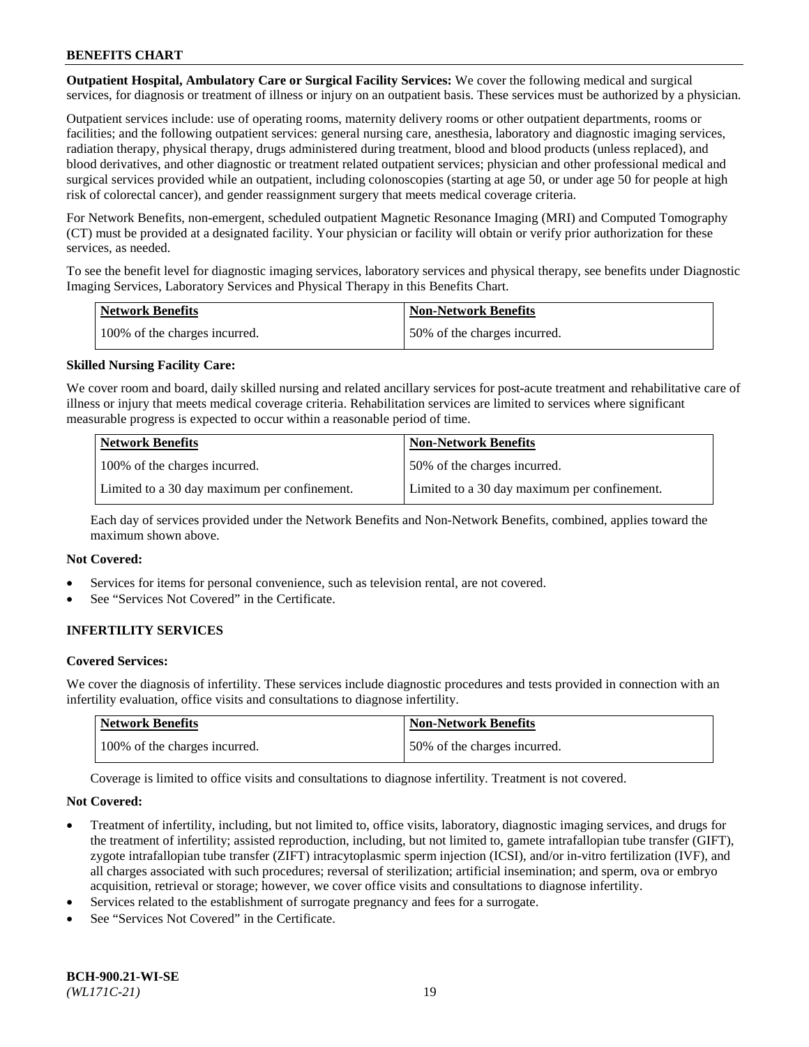**Outpatient Hospital, Ambulatory Care or Surgical Facility Services:** We cover the following medical and surgical services, for diagnosis or treatment of illness or injury on an outpatient basis. These services must be authorized by a physician.

Outpatient services include: use of operating rooms, maternity delivery rooms or other outpatient departments, rooms or facilities; and the following outpatient services: general nursing care, anesthesia, laboratory and diagnostic imaging services, radiation therapy, physical therapy, drugs administered during treatment, blood and blood products (unless replaced), and blood derivatives, and other diagnostic or treatment related outpatient services; physician and other professional medical and surgical services provided while an outpatient, including colonoscopies (starting at age 50, or under age 50 for people at high risk of colorectal cancer), and gender reassignment surgery that meets medical coverage criteria.

For Network Benefits, non-emergent, scheduled outpatient Magnetic Resonance Imaging (MRI) and Computed Tomography (CT) must be provided at a designated facility. Your physician or facility will obtain or verify prior authorization for these services, as needed.

To see the benefit level for diagnostic imaging services, laboratory services and physical therapy, see benefits under Diagnostic Imaging Services, Laboratory Services and Physical Therapy in this Benefits Chart.

| Network Benefits | Non-Network Benefits |
|---|---|
| 100% of the charges incurred. | 50% of the charges incurred. |

**Skilled Nursing Facility Care:**

We cover room and board, daily skilled nursing and related ancillary services for post-acute treatment and rehabilitative care of illness or injury that meets medical coverage criteria. Rehabilitation services are limited to services where significant measurable progress is expected to occur within a reasonable period of time.

| Network Benefits | Non-Network Benefits |
|---|---|
| 100% of the charges incurred. | 50% of the charges incurred. |
| Limited to a 30 day maximum per confinement. | Limited to a 30 day maximum per confinement. |

Each day of services provided under the Network Benefits and Non-Network Benefits, combined, applies toward the maximum shown above.

**Not Covered:**

- Services for items for personal convenience, such as television rental, are not covered.
- See "Services Not Covered" in the Certificate.

## INFERTILITY SERVICES

**Covered Services:**

We cover the diagnosis of infertility. These services include diagnostic procedures and tests provided in connection with an infertility evaluation, office visits and consultations to diagnose infertility.

| Network Benefits | Non-Network Benefits |
|---|---|
| 100% of the charges incurred. | 50% of the charges incurred. |

Coverage is limited to office visits and consultations to diagnose infertility. Treatment is not covered.

**Not Covered:**

- Treatment of infertility, including, but not limited to, office visits, laboratory, diagnostic imaging services, and drugs for the treatment of infertility; assisted reproduction, including, but not limited to, gamete intrafallopian tube transfer (GIFT), zygote intrafallopian tube transfer (ZIFT) intracytoplasmic sperm injection (ICSI), and/or in-vitro fertilization (IVF), and all charges associated with such procedures; reversal of sterilization; artificial insemination; and sperm, ova or embryo acquisition, retrieval or storage; however, we cover office visits and consultations to diagnose infertility.
- Services related to the establishment of surrogate pregnancy and fees for a surrogate.
- See "Services Not Covered" in the Certificate.

**BCH-900.21-WI-SE**
*(WL171C-21)*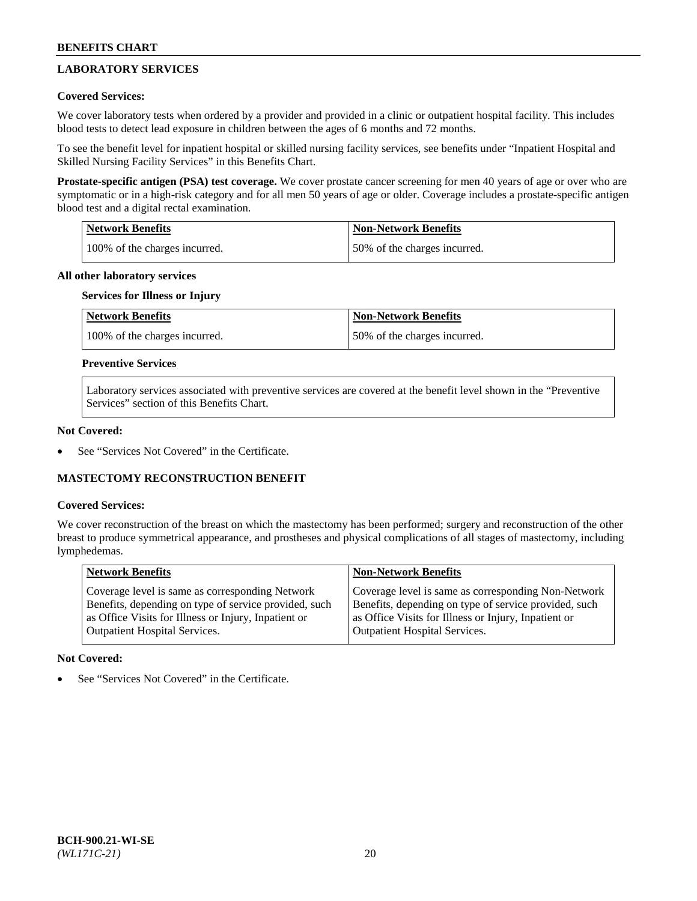## LABORATORY SERVICES

**Covered Services:**

We cover laboratory tests when ordered by a provider and provided in a clinic or outpatient hospital facility. This includes blood tests to detect lead exposure in children between the ages of 6 months and 72 months.

To see the benefit level for inpatient hospital or skilled nursing facility services, see benefits under "Inpatient Hospital and Skilled Nursing Facility Services" in this Benefits Chart.

**Prostate-specific antigen (PSA) test coverage.** We cover prostate cancer screening for men 40 years of age or over who are symptomatic or in a high-risk category and for all men 50 years of age or older. Coverage includes a prostate-specific antigen blood test and a digital rectal examination.

| Network Benefits | Non-Network Benefits |
|---|---|
| 100% of the charges incurred. | 50% of the charges incurred. |

**All other laboratory services**

**Services for Illness or Injury**

| Network Benefits | Non-Network Benefits |
|---|---|
| 100% of the charges incurred. | 50% of the charges incurred. |

**Preventive Services**

Laboratory services associated with preventive services are covered at the benefit level shown in the "Preventive Services" section of this Benefits Chart.

**Not Covered:**

- See "Services Not Covered" in the Certificate.

## MASTECTOMY RECONSTRUCTION BENEFIT

**Covered Services:**

We cover reconstruction of the breast on which the mastectomy has been performed; surgery and reconstruction of the other breast to produce symmetrical appearance, and prostheses and physical complications of all stages of mastectomy, including lymphedemas.

| Network Benefits | Non-Network Benefits |
|---|---|
| Coverage level is same as corresponding Network Benefits, depending on type of service provided, such as Office Visits for Illness or Injury, Inpatient or Outpatient Hospital Services. | Coverage level is same as corresponding Non-Network Benefits, depending on type of service provided, such as Office Visits for Illness or Injury, Inpatient or Outpatient Hospital Services. |

**Not Covered:**

- See "Services Not Covered" in the Certificate.

BCH-900.21-WI-SE
*(WL171C-21)*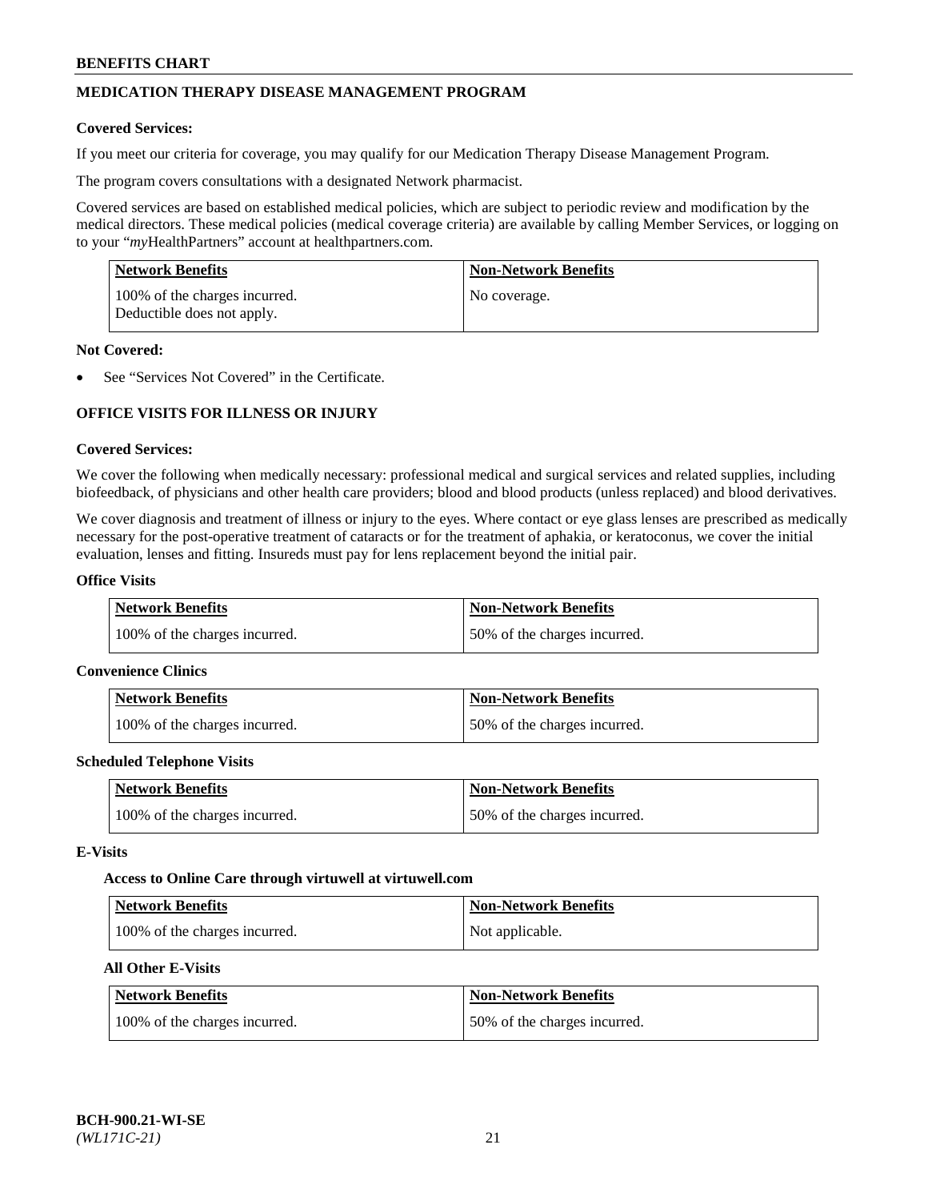## MEDICATION THERAPY DISEASE MANAGEMENT PROGRAM

**Covered Services:**

If you meet our criteria for coverage, you may qualify for our Medication Therapy Disease Management Program.

The program covers consultations with a designated Network pharmacist.

Covered services are based on established medical policies, which are subject to periodic review and modification by the medical directors. These medical policies (medical coverage criteria) are available by calling Member Services, or logging on to your "*my*HealthPartners" account at healthpartners.com.

| Network Benefits | Non-Network Benefits |
|---|---|
| 100% of the charges incurred. Deductible does not apply. | No coverage. |

**Not Covered:**

- See "Services Not Covered" in the Certificate.

## OFFICE VISITS FOR ILLNESS OR INJURY

**Covered Services:**

We cover the following when medically necessary: professional medical and surgical services and related supplies, including biofeedback, of physicians and other health care providers; blood and blood products (unless replaced) and blood derivatives.

We cover diagnosis and treatment of illness or injury to the eyes. Where contact or eye glass lenses are prescribed as medically necessary for the post-operative treatment of cataracts or for the treatment of aphakia, or keratoconus, we cover the initial evaluation, lenses and fitting. Insureds must pay for lens replacement beyond the initial pair.

**Office Visits**

| Network Benefits | Non-Network Benefits |
|---|---|
| 100% of the charges incurred. | 50% of the charges incurred. |

**Convenience Clinics**

| Network Benefits | Non-Network Benefits |
|---|---|
| 100% of the charges incurred. | 50% of the charges incurred. |

**Scheduled Telephone Visits**

| Network Benefits | Non-Network Benefits |
|---|---|
| 100% of the charges incurred. | 50% of the charges incurred. |

**E-Visits**

**Access to Online Care through virtuwell at virtuwell.com**

| Network Benefits | Non-Network Benefits |
|---|---|
| 100% of the charges incurred. | Not applicable. |

**All Other E-Visits**

| Network Benefits | Non-Network Benefits |
|---|---|
| 100% of the charges incurred. | 50% of the charges incurred. |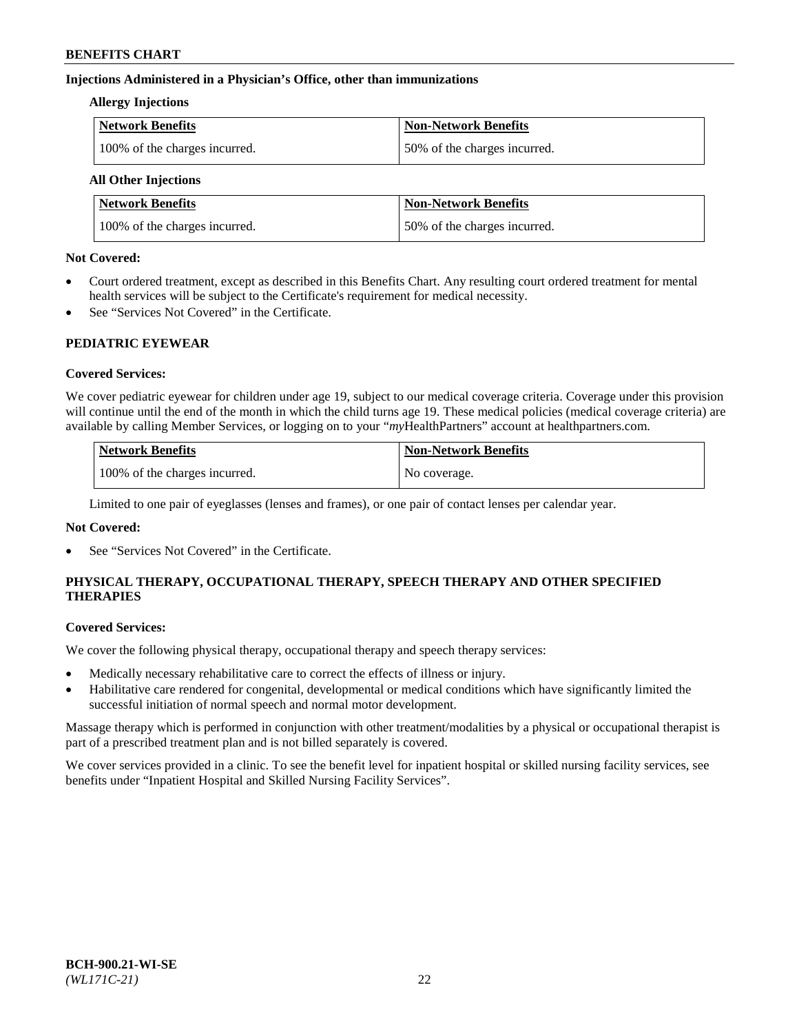### Injections Administered in a Physician's Office, other than immunizations

**Allergy Injections**

| Network Benefits | Non-Network Benefits |
|---|---|
| 100% of the charges incurred. | 50% of the charges incurred. |

**All Other Injections**

| Network Benefits | Non-Network Benefits |
|---|---|
| 100% of the charges incurred. | 50% of the charges incurred. |

**Not Covered:**

- Court ordered treatment, except as described in this Benefits Chart. Any resulting court ordered treatment for mental health services will be subject to the Certificate's requirement for medical necessity.
- See "Services Not Covered" in the Certificate.

## PEDIATRIC EYEWEAR

**Covered Services:**

We cover pediatric eyewear for children under age 19, subject to our medical coverage criteria. Coverage under this provision will continue until the end of the month in which the child turns age 19. These medical policies (medical coverage criteria) are available by calling Member Services, or logging on to your "*my*HealthPartners" account at healthpartners.com.

| Network Benefits | Non-Network Benefits |
|---|---|
| 100% of the charges incurred. | No coverage. |

Limited to one pair of eyeglasses (lenses and frames), or one pair of contact lenses per calendar year.

**Not Covered:**

- See "Services Not Covered" in the Certificate.

## PHYSICAL THERAPY, OCCUPATIONAL THERAPY, SPEECH THERAPY AND OTHER SPECIFIED THERAPIES

**Covered Services:**

We cover the following physical therapy, occupational therapy and speech therapy services:

- Medically necessary rehabilitative care to correct the effects of illness or injury.
- Habilitative care rendered for congenital, developmental or medical conditions which have significantly limited the successful initiation of normal speech and normal motor development.

Massage therapy which is performed in conjunction with other treatment/modalities by a physical or occupational therapist is part of a prescribed treatment plan and is not billed separately is covered.

We cover services provided in a clinic. To see the benefit level for inpatient hospital or skilled nursing facility services, see benefits under "Inpatient Hospital and Skilled Nursing Facility Services".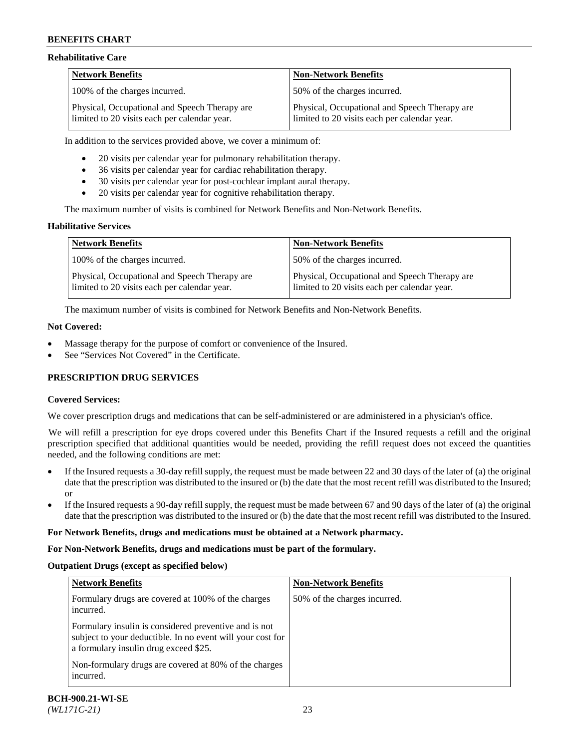### Rehabilitative Care

| Network Benefits | Non-Network Benefits |
|---|---|
| 100% of the charges incurred. | 50% of the charges incurred. |
| Physical, Occupational and Speech Therapy are limited to 20 visits each per calendar year. | Physical, Occupational and Speech Therapy are limited to 20 visits each per calendar year. |

In addition to the services provided above, we cover a minimum of:

- 20 visits per calendar year for pulmonary rehabilitation therapy.
- 36 visits per calendar year for cardiac rehabilitation therapy.
- 30 visits per calendar year for post-cochlear implant aural therapy.
- 20 visits per calendar year for cognitive rehabilitation therapy.

The maximum number of visits is combined for Network Benefits and Non-Network Benefits.

### Habilitative Services

| Network Benefits | Non-Network Benefits |
|---|---|
| 100% of the charges incurred. | 50% of the charges incurred. |
| Physical, Occupational and Speech Therapy are limited to 20 visits each per calendar year. | Physical, Occupational and Speech Therapy are limited to 20 visits each per calendar year. |

The maximum number of visits is combined for Network Benefits and Non-Network Benefits.

**Not Covered:**

- Massage therapy for the purpose of comfort or convenience of the Insured.
- See "Services Not Covered" in the Certificate.

## PRESCRIPTION DRUG SERVICES

**Covered Services:**

We cover prescription drugs and medications that can be self-administered or are administered in a physician's office.

We will refill a prescription for eye drops covered under this Benefits Chart if the Insured requests a refill and the original prescription specified that additional quantities would be needed, providing the refill request does not exceed the quantities needed, and the following conditions are met:

- If the Insured requests a 30-day refill supply, the request must be made between 22 and 30 days of the later of (a) the original date that the prescription was distributed to the insured or (b) the date that the most recent refill was distributed to the Insured; or
- If the Insured requests a 90-day refill supply, the request must be made between 67 and 90 days of the later of (a) the original date that the prescription was distributed to the insured or (b) the date that the most recent refill was distributed to the Insured.

**For Network Benefits, drugs and medications must be obtained at a Network pharmacy.**

**For Non-Network Benefits, drugs and medications must be part of the formulary.**

**Outpatient Drugs (except as specified below)**

| Network Benefits | Non-Network Benefits |
|---|---|
| Formulary drugs are covered at 100% of the charges incurred.<br><br>Formulary insulin is considered preventive and is not subject to your deductible. In no event will your cost for a formulary insulin drug exceed $25.<br><br>Non-formulary drugs are covered at 80% of the charges incurred. | 50% of the charges incurred. |

**BCH-900.21-WI-SE**
*(WL171C-21)*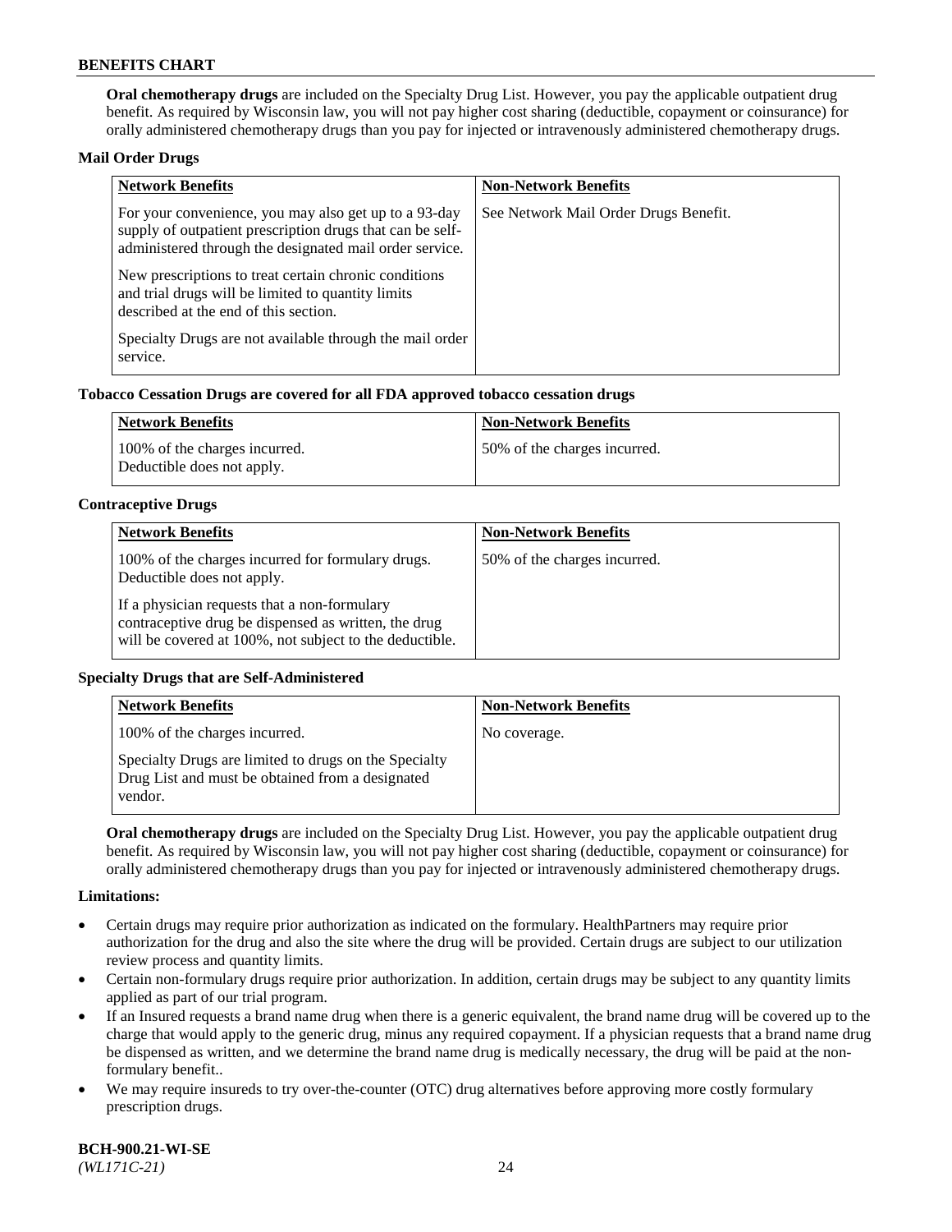**Oral chemotherapy drugs** are included on the Specialty Drug List. However, you pay the applicable outpatient drug benefit. As required by Wisconsin law, you will not pay higher cost sharing (deductible, copayment or coinsurance) for orally administered chemotherapy drugs than you pay for injected or intravenously administered chemotherapy drugs.

**Mail Order Drugs**

| Network Benefits | Non-Network Benefits |
|---|---|
| For your convenience, you may also get up to a 93-day supply of outpatient prescription drugs that can be self-administered through the designated mail order service.<br><br>New prescriptions to treat certain chronic conditions and trial drugs will be limited to quantity limits described at the end of this section.<br><br>Specialty Drugs are not available through the mail order service. | See Network Mail Order Drugs Benefit. |

**Tobacco Cessation Drugs are covered for all FDA approved tobacco cessation drugs**

| Network Benefits | Non-Network Benefits |
|---|---|
| 100% of the charges incurred.<br>Deductible does not apply. | 50% of the charges incurred. |

**Contraceptive Drugs**

| Network Benefits | Non-Network Benefits |
|---|---|
| 100% of the charges incurred for formulary drugs. Deductible does not apply.<br><br>If a physician requests that a non-formulary contraceptive drug be dispensed as written, the drug will be covered at 100%, not subject to the deductible. | 50% of the charges incurred. |

**Specialty Drugs that are Self-Administered**

| Network Benefits | Non-Network Benefits |
|---|---|
| 100% of the charges incurred.<br><br>Specialty Drugs are limited to drugs on the Specialty Drug List and must be obtained from a designated vendor. | No coverage. |

**Oral chemotherapy drugs** are included on the Specialty Drug List. However, you pay the applicable outpatient drug benefit. As required by Wisconsin law, you will not pay higher cost sharing (deductible, copayment or coinsurance) for orally administered chemotherapy drugs than you pay for injected or intravenously administered chemotherapy drugs.

**Limitations:**

- Certain drugs may require prior authorization as indicated on the formulary. HealthPartners may require prior authorization for the drug and also the site where the drug will be provided. Certain drugs are subject to our utilization review process and quantity limits.
- Certain non-formulary drugs require prior authorization. In addition, certain drugs may be subject to any quantity limits applied as part of our trial program.
- If an Insured requests a brand name drug when there is a generic equivalent, the brand name drug will be covered up to the charge that would apply to the generic drug, minus any required copayment. If a physician requests that a brand name drug be dispensed as written, and we determine the brand name drug is medically necessary, the drug will be paid at the non-formulary benefit..
- We may require insureds to try over-the-counter (OTC) drug alternatives before approving more costly formulary prescription drugs.

**BCH-900.21-WI-SE**
*(WL171C-21)*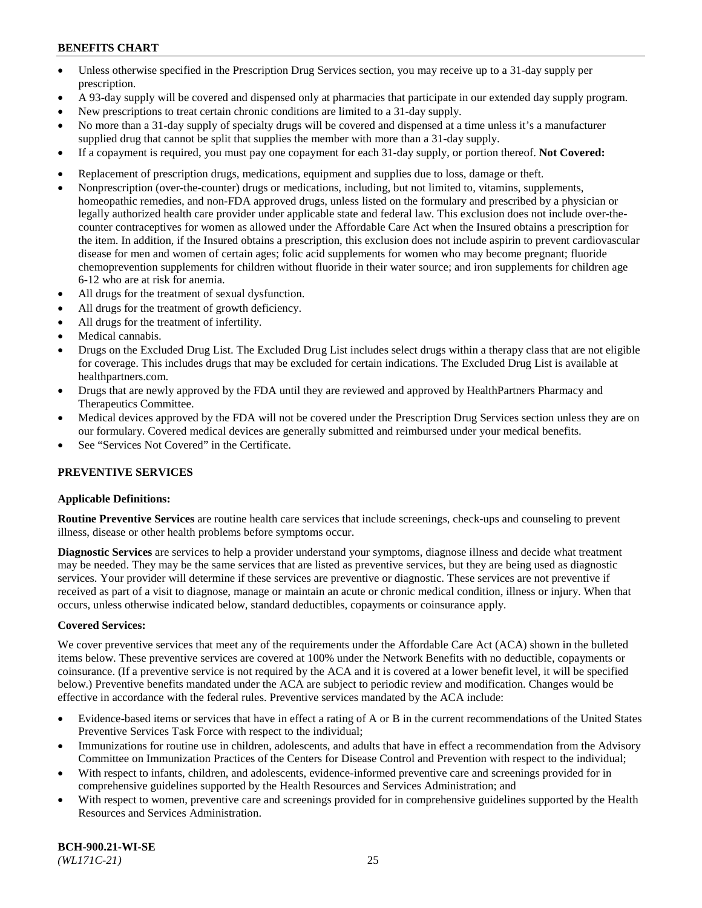- Unless otherwise specified in the Prescription Drug Services section, you may receive up to a 31-day supply per prescription.
- A 93-day supply will be covered and dispensed only at pharmacies that participate in our extended day supply program.
- New prescriptions to treat certain chronic conditions are limited to a 31-day supply.
- No more than a 31-day supply of specialty drugs will be covered and dispensed at a time unless it's a manufacturer supplied drug that cannot be split that supplies the member with more than a 31-day supply.
- If a copayment is required, you must pay one copayment for each 31-day supply, or portion thereof. **Not Covered:**
- Replacement of prescription drugs, medications, equipment and supplies due to loss, damage or theft.
- Nonprescription (over-the-counter) drugs or medications, including, but not limited to, vitamins, supplements, homeopathic remedies, and non-FDA approved drugs, unless listed on the formulary and prescribed by a physician or legally authorized health care provider under applicable state and federal law. This exclusion does not include over-the-counter contraceptives for women as allowed under the Affordable Care Act when the Insured obtains a prescription for the item. In addition, if the Insured obtains a prescription, this exclusion does not include aspirin to prevent cardiovascular disease for men and women of certain ages; folic acid supplements for women who may become pregnant; fluoride chemoprevention supplements for children without fluoride in their water source; and iron supplements for children age 6-12 who are at risk for anemia.
- All drugs for the treatment of sexual dysfunction.
- All drugs for the treatment of growth deficiency.
- All drugs for the treatment of infertility.
- Medical cannabis.
- Drugs on the Excluded Drug List. The Excluded Drug List includes select drugs within a therapy class that are not eligible for coverage. This includes drugs that may be excluded for certain indications. The Excluded Drug List is available at healthpartners.com.
- Drugs that are newly approved by the FDA until they are reviewed and approved by HealthPartners Pharmacy and Therapeutics Committee.
- Medical devices approved by the FDA will not be covered under the Prescription Drug Services section unless they are on our formulary. Covered medical devices are generally submitted and reimbursed under your medical benefits.
- See "Services Not Covered" in the Certificate.

## PREVENTIVE SERVICES

### Applicable Definitions:

**Routine Preventive Services** are routine health care services that include screenings, check-ups and counseling to prevent illness, disease or other health problems before symptoms occur.

**Diagnostic Services** are services to help a provider understand your symptoms, diagnose illness and decide what treatment may be needed. They may be the same services that are listed as preventive services, but they are being used as diagnostic services. Your provider will determine if these services are preventive or diagnostic. These services are not preventive if received as part of a visit to diagnose, manage or maintain an acute or chronic medical condition, illness or injury. When that occurs, unless otherwise indicated below, standard deductibles, copayments or coinsurance apply.

### Covered Services:

We cover preventive services that meet any of the requirements under the Affordable Care Act (ACA) shown in the bulleted items below. These preventive services are covered at 100% under the Network Benefits with no deductible, copayments or coinsurance. (If a preventive service is not required by the ACA and it is covered at a lower benefit level, it will be specified below.) Preventive benefits mandated under the ACA are subject to periodic review and modification. Changes would be effective in accordance with the federal rules. Preventive services mandated by the ACA include:

- Evidence-based items or services that have in effect a rating of A or B in the current recommendations of the United States Preventive Services Task Force with respect to the individual;
- Immunizations for routine use in children, adolescents, and adults that have in effect a recommendation from the Advisory Committee on Immunization Practices of the Centers for Disease Control and Prevention with respect to the individual;
- With respect to infants, children, and adolescents, evidence-informed preventive care and screenings provided for in comprehensive guidelines supported by the Health Resources and Services Administration; and
- With respect to women, preventive care and screenings provided for in comprehensive guidelines supported by the Health Resources and Services Administration.

**BCH-900.21-WI-SE**
*(WL171C-21)*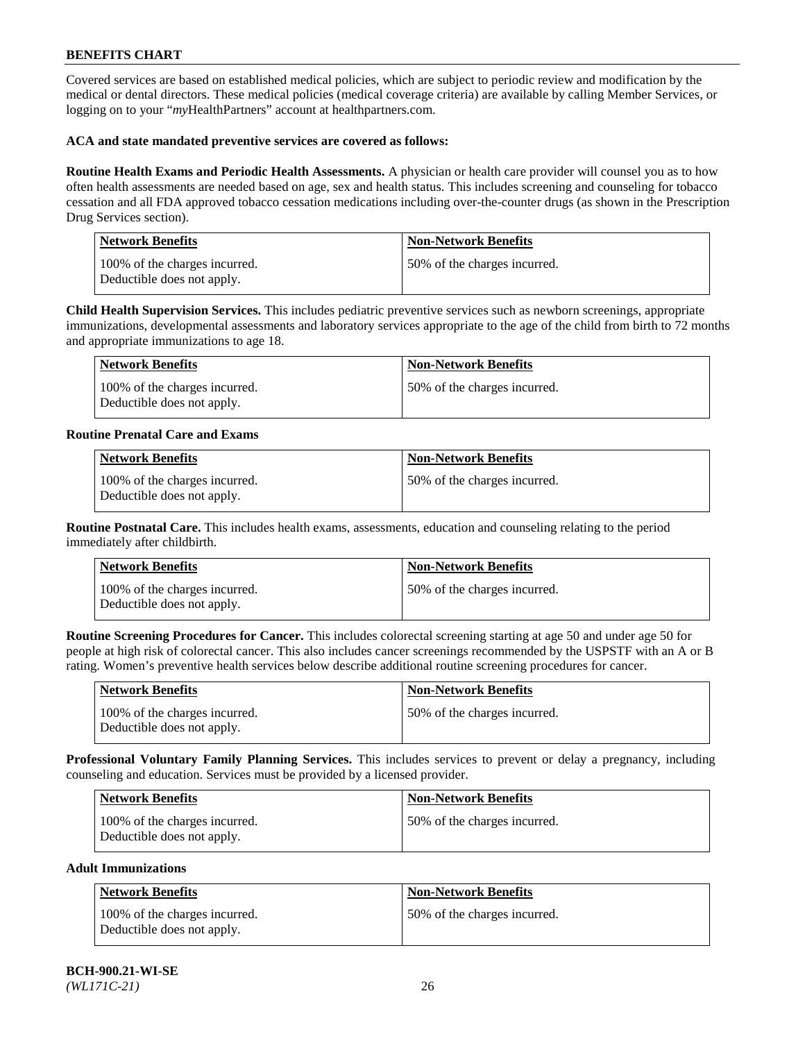## BENEFITS CHART

Covered services are based on established medical policies, which are subject to periodic review and modification by the medical or dental directors. These medical policies (medical coverage criteria) are available by calling Member Services, or logging on to your "*my*HealthPartners" account at healthpartners.com.

**ACA and state mandated preventive services are covered as follows:**

**Routine Health Exams and Periodic Health Assessments.** A physician or health care provider will counsel you as to how often health assessments are needed based on age, sex and health status. This includes screening and counseling for tobacco cessation and all FDA approved tobacco cessation medications including over-the-counter drugs (as shown in the Prescription Drug Services section).

| Network Benefits | Non-Network Benefits |
|---|---|
| 100% of the charges incurred. Deductible does not apply. | 50% of the charges incurred. |

**Child Health Supervision Services.** This includes pediatric preventive services such as newborn screenings, appropriate immunizations, developmental assessments and laboratory services appropriate to the age of the child from birth to 72 months and appropriate immunizations to age 18.

| Network Benefits | Non-Network Benefits |
|---|---|
| 100% of the charges incurred. Deductible does not apply. | 50% of the charges incurred. |

**Routine Prenatal Care and Exams**

| Network Benefits | Non-Network Benefits |
|---|---|
| 100% of the charges incurred. Deductible does not apply. | 50% of the charges incurred. |

**Routine Postnatal Care.** This includes health exams, assessments, education and counseling relating to the period immediately after childbirth.

| Network Benefits | Non-Network Benefits |
|---|---|
| 100% of the charges incurred. Deductible does not apply. | 50% of the charges incurred. |

**Routine Screening Procedures for Cancer.** This includes colorectal screening starting at age 50 and under age 50 for people at high risk of colorectal cancer. This also includes cancer screenings recommended by the USPSTF with an A or B rating. Women's preventive health services below describe additional routine screening procedures for cancer.

| Network Benefits | Non-Network Benefits |
|---|---|
| 100% of the charges incurred. Deductible does not apply. | 50% of the charges incurred. |

**Professional Voluntary Family Planning Services.** This includes services to prevent or delay a pregnancy, including counseling and education. Services must be provided by a licensed provider.

| Network Benefits | Non-Network Benefits |
|---|---|
| 100% of the charges incurred. Deductible does not apply. | 50% of the charges incurred. |

**Adult Immunizations**

| Network Benefits | Non-Network Benefits |
|---|---|
| 100% of the charges incurred. Deductible does not apply. | 50% of the charges incurred. |

**BCH-900.21-WI-SE**
*(WL171C-21)*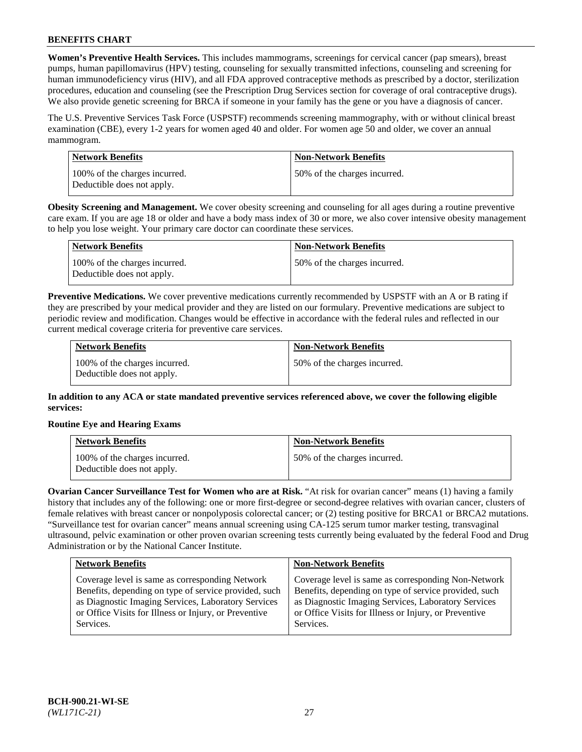**Women's Preventive Health Services.** This includes mammograms, screenings for cervical cancer (pap smears), breast pumps, human papillomavirus (HPV) testing, counseling for sexually transmitted infections, counseling and screening for human immunodeficiency virus (HIV), and all FDA approved contraceptive methods as prescribed by a doctor, sterilization procedures, education and counseling (see the Prescription Drug Services section for coverage of oral contraceptive drugs). We also provide genetic screening for BRCA if someone in your family has the gene or you have a diagnosis of cancer.

The U.S. Preventive Services Task Force (USPSTF) recommends screening mammography, with or without clinical breast examination (CBE), every 1-2 years for women aged 40 and older. For women age 50 and older, we cover an annual mammogram.

| Network Benefits | Non-Network Benefits |
| --- | --- |
| 100% of the charges incurred. Deductible does not apply. | 50% of the charges incurred. |

**Obesity Screening and Management.** We cover obesity screening and counseling for all ages during a routine preventive care exam. If you are age 18 or older and have a body mass index of 30 or more, we also cover intensive obesity management to help you lose weight. Your primary care doctor can coordinate these services.

| Network Benefits | Non-Network Benefits |
| --- | --- |
| 100% of the charges incurred. Deductible does not apply. | 50% of the charges incurred. |

**Preventive Medications.** We cover preventive medications currently recommended by USPSTF with an A or B rating if they are prescribed by your medical provider and they are listed on our formulary. Preventive medications are subject to periodic review and modification. Changes would be effective in accordance with the federal rules and reflected in our current medical coverage criteria for preventive care services.

| Network Benefits | Non-Network Benefits |
| --- | --- |
| 100% of the charges incurred. Deductible does not apply. | 50% of the charges incurred. |

**In addition to any ACA or state mandated preventive services referenced above, we cover the following eligible services:**

**Routine Eye and Hearing Exams**

| Network Benefits | Non-Network Benefits |
| --- | --- |
| 100% of the charges incurred. Deductible does not apply. | 50% of the charges incurred. |

**Ovarian Cancer Surveillance Test for Women who are at Risk.** "At risk for ovarian cancer" means (1) having a family history that includes any of the following: one or more first-degree or second-degree relatives with ovarian cancer, clusters of female relatives with breast cancer or nonpolyposis colorectal cancer; or (2) testing positive for BRCA1 or BRCA2 mutations. "Surveillance test for ovarian cancer" means annual screening using CA-125 serum tumor marker testing, transvaginal ultrasound, pelvic examination or other proven ovarian screening tests currently being evaluated by the federal Food and Drug Administration or by the National Cancer Institute.

| Network Benefits | Non-Network Benefits |
| --- | --- |
| Coverage level is same as corresponding Network Benefits, depending on type of service provided, such as Diagnostic Imaging Services, Laboratory Services or Office Visits for Illness or Injury, or Preventive Services. | Coverage level is same as corresponding Non-Network Benefits, depending on type of service provided, such as Diagnostic Imaging Services, Laboratory Services or Office Visits for Illness or Injury, or Preventive Services. |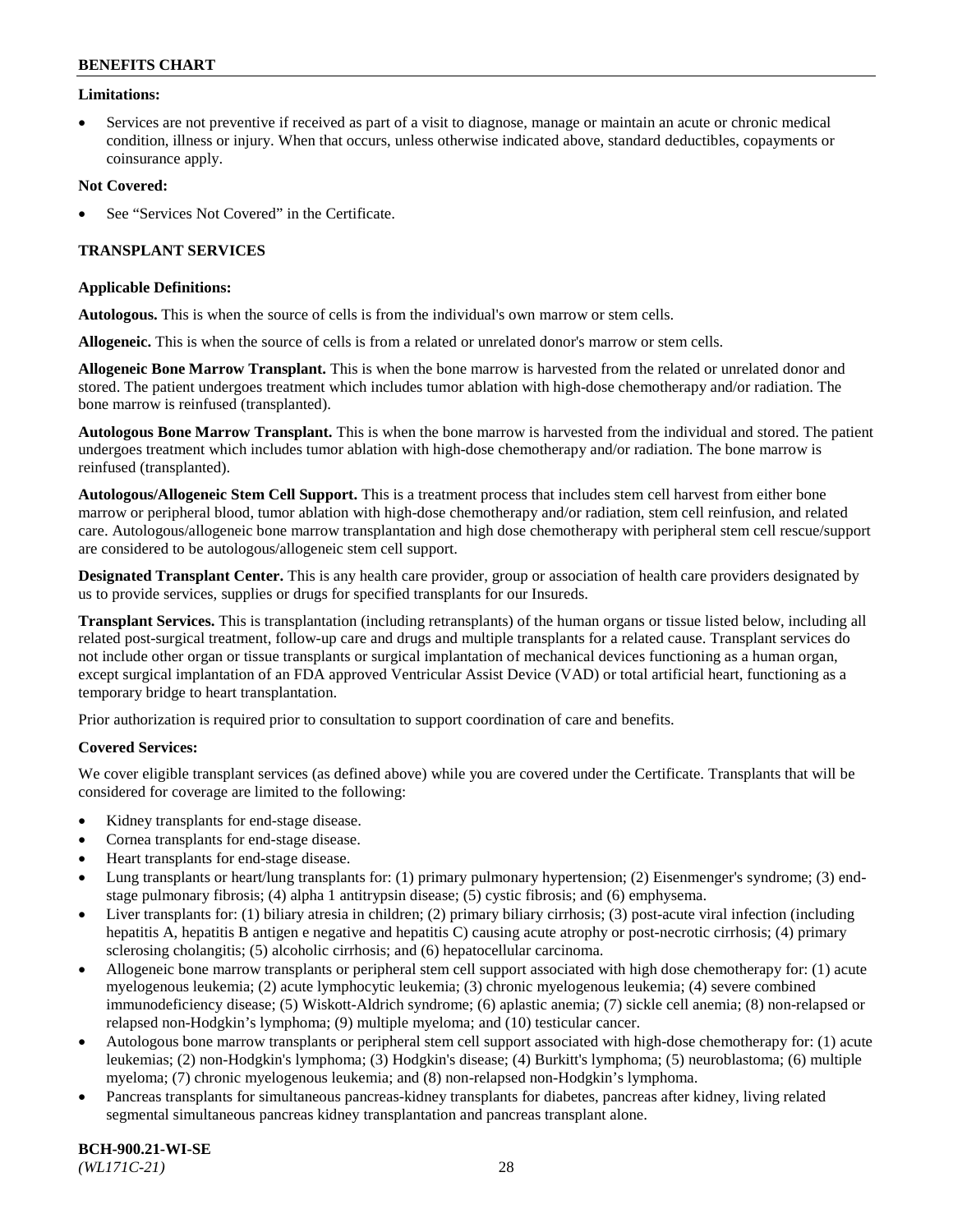**Limitations:**

- Services are not preventive if received as part of a visit to diagnose, manage or maintain an acute or chronic medical condition, illness or injury. When that occurs, unless otherwise indicated above, standard deductibles, copayments or coinsurance apply.

**Not Covered:**

- See "Services Not Covered" in the Certificate.

## TRANSPLANT SERVICES

**Applicable Definitions:**

**Autologous.** This is when the source of cells is from the individual's own marrow or stem cells.

**Allogeneic.** This is when the source of cells is from a related or unrelated donor's marrow or stem cells.

**Allogeneic Bone Marrow Transplant.** This is when the bone marrow is harvested from the related or unrelated donor and stored. The patient undergoes treatment which includes tumor ablation with high-dose chemotherapy and/or radiation. The bone marrow is reinfused (transplanted).

**Autologous Bone Marrow Transplant.** This is when the bone marrow is harvested from the individual and stored. The patient undergoes treatment which includes tumor ablation with high-dose chemotherapy and/or radiation. The bone marrow is reinfused (transplanted).

**Autologous/Allogeneic Stem Cell Support.** This is a treatment process that includes stem cell harvest from either bone marrow or peripheral blood, tumor ablation with high-dose chemotherapy and/or radiation, stem cell reinfusion, and related care. Autologous/allogeneic bone marrow transplantation and high dose chemotherapy with peripheral stem cell rescue/support are considered to be autologous/allogeneic stem cell support.

**Designated Transplant Center.** This is any health care provider, group or association of health care providers designated by us to provide services, supplies or drugs for specified transplants for our Insureds.

**Transplant Services.** This is transplantation (including retransplants) of the human organs or tissue listed below, including all related post-surgical treatment, follow-up care and drugs and multiple transplants for a related cause. Transplant services do not include other organ or tissue transplants or surgical implantation of mechanical devices functioning as a human organ, except surgical implantation of an FDA approved Ventricular Assist Device (VAD) or total artificial heart, functioning as a temporary bridge to heart transplantation.

Prior authorization is required prior to consultation to support coordination of care and benefits.

**Covered Services:**

We cover eligible transplant services (as defined above) while you are covered under the Certificate. Transplants that will be considered for coverage are limited to the following:

- Kidney transplants for end-stage disease.
- Cornea transplants for end-stage disease.
- Heart transplants for end-stage disease.
- Lung transplants or heart/lung transplants for: (1) primary pulmonary hypertension; (2) Eisenmenger's syndrome; (3) end-stage pulmonary fibrosis; (4) alpha 1 antitrypsin disease; (5) cystic fibrosis; and (6) emphysema.
- Liver transplants for: (1) biliary atresia in children; (2) primary biliary cirrhosis; (3) post-acute viral infection (including hepatitis A, hepatitis B antigen e negative and hepatitis C) causing acute atrophy or post-necrotic cirrhosis; (4) primary sclerosing cholangitis; (5) alcoholic cirrhosis; and (6) hepatocellular carcinoma.
- Allogeneic bone marrow transplants or peripheral stem cell support associated with high dose chemotherapy for: (1) acute myelogenous leukemia; (2) acute lymphocytic leukemia; (3) chronic myelogenous leukemia; (4) severe combined immunodeficiency disease; (5) Wiskott-Aldrich syndrome; (6) aplastic anemia; (7) sickle cell anemia; (8) non-relapsed or relapsed non-Hodgkin's lymphoma; (9) multiple myeloma; and (10) testicular cancer.
- Autologous bone marrow transplants or peripheral stem cell support associated with high-dose chemotherapy for: (1) acute leukemias; (2) non-Hodgkin's lymphoma; (3) Hodgkin's disease; (4) Burkitt's lymphoma; (5) neuroblastoma; (6) multiple myeloma; (7) chronic myelogenous leukemia; and (8) non-relapsed non-Hodgkin's lymphoma.
- Pancreas transplants for simultaneous pancreas-kidney transplants for diabetes, pancreas after kidney, living related segmental simultaneous pancreas kidney transplantation and pancreas transplant alone.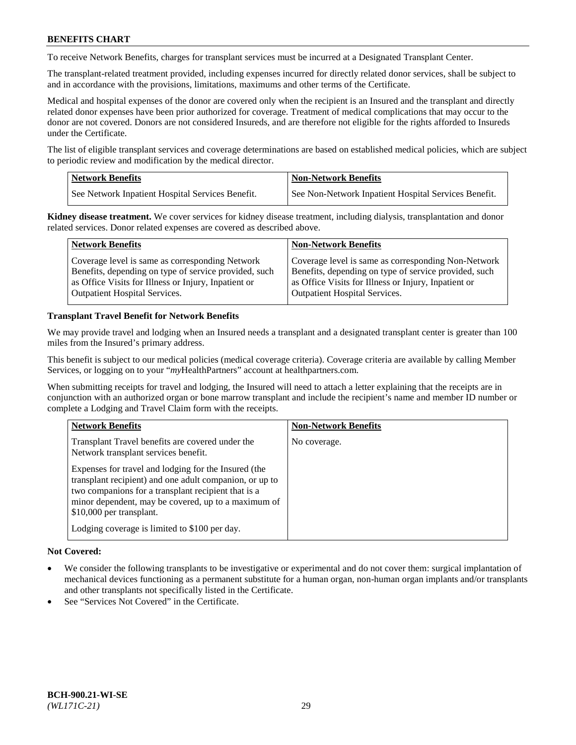To receive Network Benefits, charges for transplant services must be incurred at a Designated Transplant Center.

The transplant-related treatment provided, including expenses incurred for directly related donor services, shall be subject to and in accordance with the provisions, limitations, maximums and other terms of the Certificate.

Medical and hospital expenses of the donor are covered only when the recipient is an Insured and the transplant and directly related donor expenses have been prior authorized for coverage. Treatment of medical complications that may occur to the donor are not covered. Donors are not considered Insureds, and are therefore not eligible for the rights afforded to Insureds under the Certificate.

The list of eligible transplant services and coverage determinations are based on established medical policies, which are subject to periodic review and modification by the medical director.

| Network Benefits | Non-Network Benefits |
|---|---|
| See Network Inpatient Hospital Services Benefit. | See Non-Network Inpatient Hospital Services Benefit. |

**Kidney disease treatment.** We cover services for kidney disease treatment, including dialysis, transplantation and donor related services. Donor related expenses are covered as described above.

| Network Benefits | Non-Network Benefits |
|---|---|
| Coverage level is same as corresponding Network Benefits, depending on type of service provided, such as Office Visits for Illness or Injury, Inpatient or Outpatient Hospital Services. | Coverage level is same as corresponding Non-Network Benefits, depending on type of service provided, such as Office Visits for Illness or Injury, Inpatient or Outpatient Hospital Services. |

**Transplant Travel Benefit for Network Benefits**

We may provide travel and lodging when an Insured needs a transplant and a designated transplant center is greater than 100 miles from the Insured's primary address.

This benefit is subject to our medical policies (medical coverage criteria). Coverage criteria are available by calling Member Services, or logging on to your "*my*HealthPartners" account at healthpartners.com.

When submitting receipts for travel and lodging, the Insured will need to attach a letter explaining that the receipts are in conjunction with an authorized organ or bone marrow transplant and include the recipient's name and member ID number or complete a Lodging and Travel Claim form with the receipts.

| Network Benefits | Non-Network Benefits |
|---|---|
| Transplant Travel benefits are covered under the Network transplant services benefit.<br><br>Expenses for travel and lodging for the Insured (the transplant recipient) and one adult companion, or up to two companions for a transplant recipient that is a minor dependent, may be covered, up to a maximum of $10,000 per transplant.<br><br>Lodging coverage is limited to $100 per day. | No coverage. |

**Not Covered:**

- We consider the following transplants to be investigative or experimental and do not cover them: surgical implantation of mechanical devices functioning as a permanent substitute for a human organ, non-human organ implants and/or transplants and other transplants not specifically listed in the Certificate.
- See "Services Not Covered" in the Certificate.